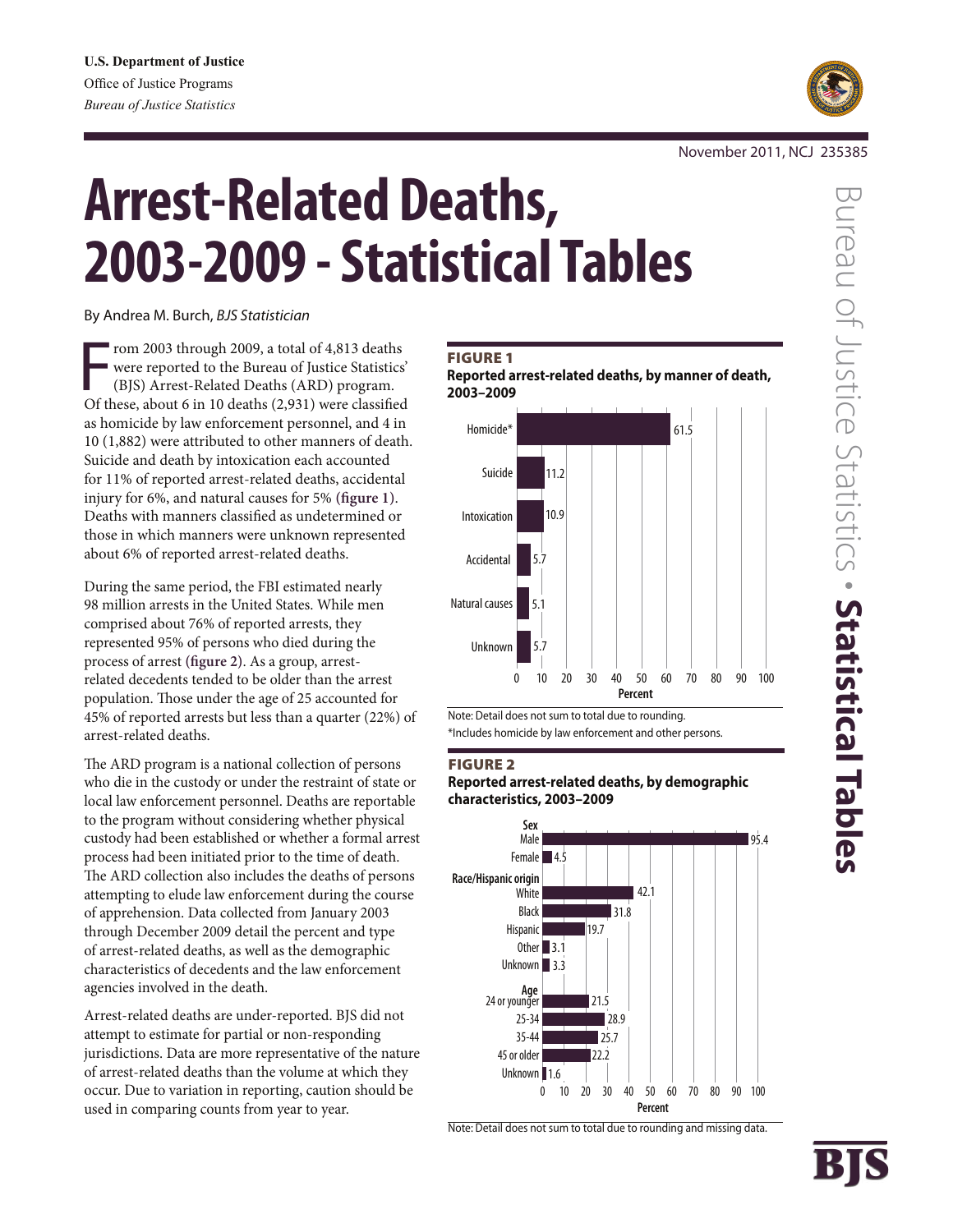U.S. Department of Justice
Office of Justice Programs
*Bureau of Justice Statistics*

November 2011, NCJ 235385

# Arrest-Related Deaths, 2003-2009 - Statistical Tables

By Andrea M. Burch, *BJS Statistician*

From 2003 through 2009, a total of 4,813 deaths were reported to the Bureau of Justice Statistics' (BJS) Arrest-Related Deaths (ARD) program. Of these, about 6 in 10 deaths (2,931) were classified as homicide by law enforcement personnel, and 4 in 10 (1,882) were attributed to other manners of death. Suicide and death by intoxication each accounted for 11% of reported arrest-related deaths, accidental injury for 6%, and natural causes for 5% (**figure 1**). Deaths with manners classified as undetermined or those in which manners were unknown represented about 6% of reported arrest-related deaths.

During the same period, the FBI estimated nearly 98 million arrests in the United States. While men comprised about 76% of reported arrests, they represented 95% of persons who died during the process of arrest (**figure 2**). As a group, arrest-related decedents tended to be older than the arrest population. Those under the age of 25 accounted for 45% of reported arrests but less than a quarter (22%) of arrest-related deaths.

The ARD program is a national collection of persons who die in the custody or under the restraint of state or local law enforcement personnel. Deaths are reportable to the program without considering whether physical custody had been established or whether a formal arrest process had been initiated prior to the time of death. The ARD collection also includes the deaths of persons attempting to elude law enforcement during the course of apprehension. Data collected from January 2003 through December 2009 detail the percent and type of arrest-related deaths, as well as the demographic characteristics of decedents and the law enforcement agencies involved in the death.

Arrest-related deaths are under-reported. BJS did not attempt to estimate for partial or non-responding jurisdictions. Data are more representative of the nature of arrest-related deaths than the volume at which they occur. Due to variation in reporting, caution should be used in comparing counts from year to year.

**FIGURE 1**
**Reported arrest-related deaths, by manner of death, 2003–2009**

| Manner of death | Percent |
|---|---|
| Homicide* | 61.5 |
| Suicide | 11.2 |
| Intoxication | 10.9 |
| Accidental | 5.7 |
| Natural causes | 5.1 |
| Unknown | 5.7 |

Note: Detail does not sum to total due to rounding.
*Includes homicide by law enforcement and other persons.

**FIGURE 2**
**Reported arrest-related deaths, by demographic characteristics, 2003–2009**

| Characteristic | Percent |
|---|---|
| **Sex** | |
| Male | 95.4 |
| Female | 4.5 |
| **Race/Hispanic origin** | |
| White | 42.1 |
| Black | 31.8 |
| Hispanic | 19.7 |
| Other | 3.1 |
| Unknown | 3.3 |
| **Age** | |
| 24 or younger | 21.5 |
| 25-34 | 28.9 |
| 35-44 | 25.7 |
| 45 or older | 22.2 |
| Unknown | 1.6 |

Note: Detail does not sum to total due to rounding and missing data.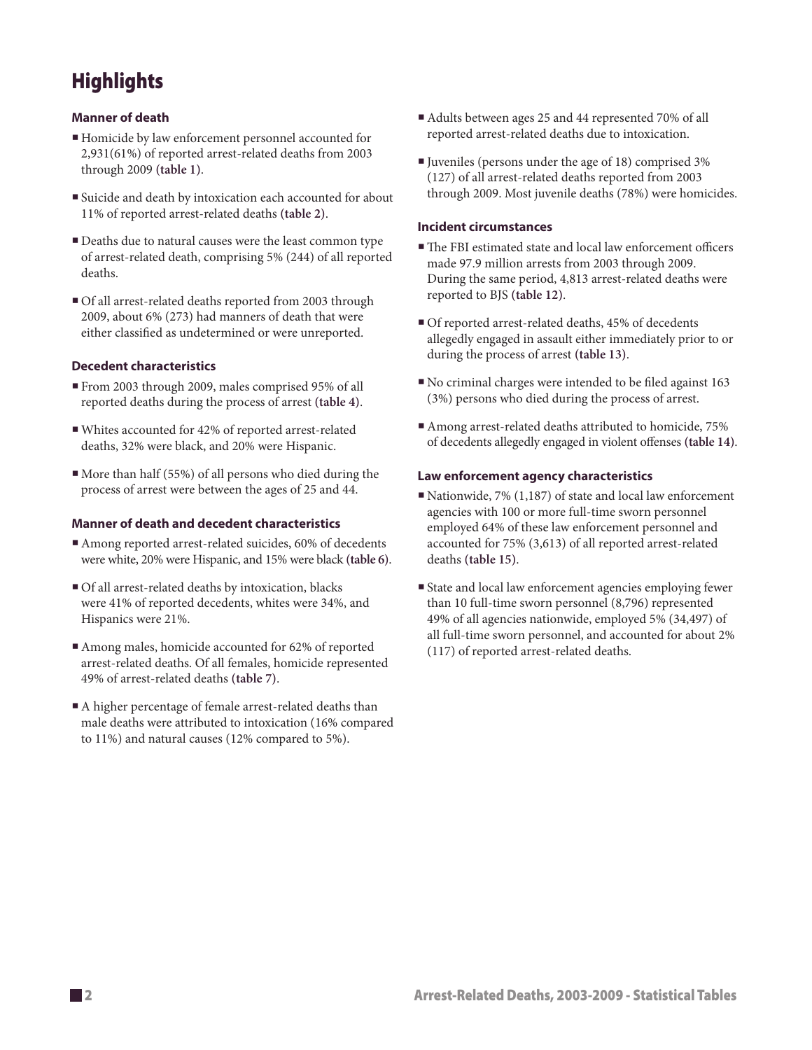# Highlights

### Manner of death

- Homicide by law enforcement personnel accounted for 2,931(61%) of reported arrest-related deaths from 2003 through 2009 **(table 1)**.
- Suicide and death by intoxication each accounted for about 11% of reported arrest-related deaths **(table 2)**.
- Deaths due to natural causes were the least common type of arrest-related death, comprising 5% (244) of all reported deaths.
- Of all arrest-related deaths reported from 2003 through 2009, about 6% (273) had manners of death that were either classified as undetermined or were unreported.

### Decedent characteristics

- From 2003 through 2009, males comprised 95% of all reported deaths during the process of arrest **(table 4)**.
- Whites accounted for 42% of reported arrest-related deaths, 32% were black, and 20% were Hispanic.
- More than half (55%) of all persons who died during the process of arrest were between the ages of 25 and 44.

### Manner of death and decedent characteristics

- Among reported arrest-related suicides, 60% of decedents were white, 20% were Hispanic, and 15% were black **(table 6)**.
- Of all arrest-related deaths by intoxication, blacks were 41% of reported decedents, whites were 34%, and Hispanics were 21%.
- Among males, homicide accounted for 62% of reported arrest-related deaths. Of all females, homicide represented 49% of arrest-related deaths **(table 7)**.
- A higher percentage of female arrest-related deaths than male deaths were attributed to intoxication (16% compared to 11%) and natural causes (12% compared to 5%).
- Adults between ages 25 and 44 represented 70% of all reported arrest-related deaths due to intoxication.
- Juveniles (persons under the age of 18) comprised 3% (127) of all arrest-related deaths reported from 2003 through 2009. Most juvenile deaths (78%) were homicides.

### Incident circumstances

- The FBI estimated state and local law enforcement officers made 97.9 million arrests from 2003 through 2009. During the same period, 4,813 arrest-related deaths were reported to BJS **(table 12)**.
- Of reported arrest-related deaths, 45% of decedents allegedly engaged in assault either immediately prior to or during the process of arrest **(table 13)**.
- No criminal charges were intended to be filed against 163 (3%) persons who died during the process of arrest.
- Among arrest-related deaths attributed to homicide, 75% of decedents allegedly engaged in violent offenses **(table 14)**.

### Law enforcement agency characteristics

- Nationwide, 7% (1,187) of state and local law enforcement agencies with 100 or more full-time sworn personnel employed 64% of these law enforcement personnel and accounted for 75% (3,613) of all reported arrest-related deaths **(table 15)**.
- State and local law enforcement agencies employing fewer than 10 full-time sworn personnel (8,796) represented 49% of all agencies nationwide, employed 5% (34,497) of all full-time sworn personnel, and accounted for about 2% (117) of reported arrest-related deaths.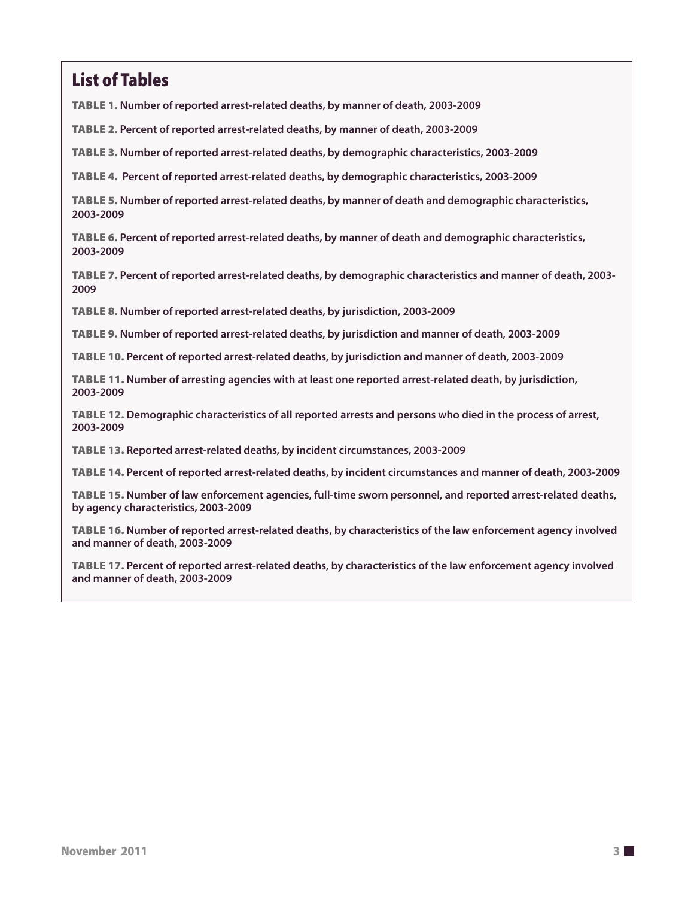## List of Tables

**TABLE 1.** **Number of reported arrest-related deaths, by manner of death, 2003-2009**

**TABLE 2.** **Percent of reported arrest-related deaths, by manner of death, 2003-2009**

**TABLE 3.** **Number of reported arrest-related deaths, by demographic characteristics, 2003-2009**

**TABLE 4.** **Percent of reported arrest-related deaths, by demographic characteristics, 2003-2009**

**TABLE 5.** **Number of reported arrest-related deaths, by manner of death and demographic characteristics, 2003-2009**

**TABLE 6.** **Percent of reported arrest-related deaths, by manner of death and demographic characteristics, 2003-2009**

**TABLE 7.** **Percent of reported arrest-related deaths, by demographic characteristics and manner of death, 2003-2009**

**TABLE 8.** **Number of reported arrest-related deaths, by jurisdiction, 2003-2009**

**TABLE 9.** **Number of reported arrest-related deaths, by jurisdiction and manner of death, 2003-2009**

**TABLE 10.** **Percent of reported arrest-related deaths, by jurisdiction and manner of death, 2003-2009**

**TABLE 11.** **Number of arresting agencies with at least one reported arrest-related death, by jurisdiction, 2003-2009**

**TABLE 12.** **Demographic characteristics of all reported arrests and persons who died in the process of arrest, 2003-2009**

**TABLE 13.** **Reported arrest-related deaths, by incident circumstances, 2003-2009**

**TABLE 14.** **Percent of reported arrest-related deaths, by incident circumstances and manner of death, 2003-2009**

**TABLE 15.** **Number of law enforcement agencies, full-time sworn personnel, and reported arrest-related deaths, by agency characteristics, 2003-2009**

**TABLE 16.** **Number of reported arrest-related deaths, by characteristics of the law enforcement agency involved and manner of death, 2003-2009**

**TABLE 17.** **Percent of reported arrest-related deaths, by characteristics of the law enforcement agency involved and manner of death, 2003-2009**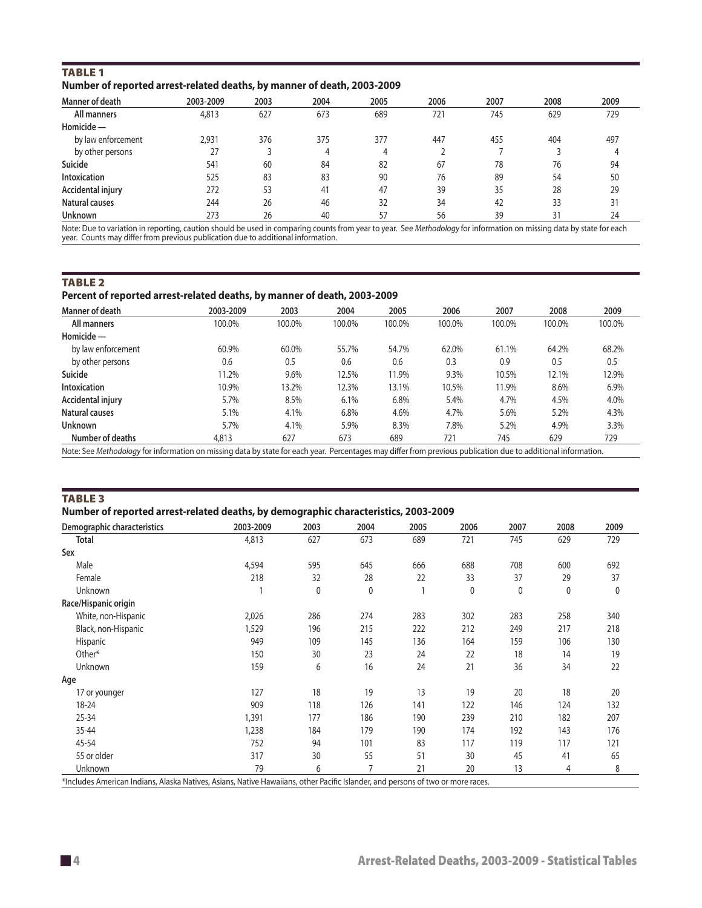### TABLE 1

**Number of reported arrest-related deaths, by manner of death, 2003-2009**

| Manner of death | 2003-2009 | 2003 | 2004 | 2005 | 2006 | 2007 | 2008 | 2009 |
|---|---|---|---|---|---|---|---|---|
| **All manners** | 4,813 | 627 | 673 | 689 | 721 | 745 | 629 | 729 |
| **Homicide —** | | | | | | | | |
| by law enforcement | 2,931 | 376 | 375 | 377 | 447 | 455 | 404 | 497 |
| by other persons | 27 | 3 | 4 | 4 | 2 | 7 | 3 | 4 |
| **Suicide** | 541 | 60 | 84 | 82 | 67 | 78 | 76 | 94 |
| **Intoxication** | 525 | 83 | 83 | 90 | 76 | 89 | 54 | 50 |
| **Accidental injury** | 272 | 53 | 41 | 47 | 39 | 35 | 28 | 29 |
| **Natural causes** | 244 | 26 | 46 | 32 | 34 | 42 | 33 | 31 |
| **Unknown** | 273 | 26 | 40 | 57 | 56 | 39 | 31 | 24 |

Note: Due to variation in reporting, caution should be used in comparing counts from year to year. See *Methodology* for information on missing data by state for each year. Counts may differ from previous publication due to additional information.

### TABLE 2

**Percent of reported arrest-related deaths, by manner of death, 2003-2009**

| Manner of death | 2003-2009 | 2003 | 2004 | 2005 | 2006 | 2007 | 2008 | 2009 |
|---|---|---|---|---|---|---|---|---|
| **All manners** | 100.0% | 100.0% | 100.0% | 100.0% | 100.0% | 100.0% | 100.0% | 100.0% |
| **Homicide —** | | | | | | | | |
| by law enforcement | 60.9% | 60.0% | 55.7% | 54.7% | 62.0% | 61.1% | 64.2% | 68.2% |
| by other persons | 0.6 | 0.5 | 0.6 | 0.6 | 0.3 | 0.9 | 0.5 | 0.5 |
| **Suicide** | 11.2% | 9.6% | 12.5% | 11.9% | 9.3% | 10.5% | 12.1% | 12.9% |
| **Intoxication** | 10.9% | 13.2% | 12.3% | 13.1% | 10.5% | 11.9% | 8.6% | 6.9% |
| **Accidental injury** | 5.7% | 8.5% | 6.1% | 6.8% | 5.4% | 4.7% | 4.5% | 4.0% |
| **Natural causes** | 5.1% | 4.1% | 6.8% | 4.6% | 4.7% | 5.6% | 5.2% | 4.3% |
| **Unknown** | 5.7% | 4.1% | 5.9% | 8.3% | 7.8% | 5.2% | 4.9% | 3.3% |
| **Number of deaths** | 4,813 | 627 | 673 | 689 | 721 | 745 | 629 | 729 |

Note: See *Methodology* for information on missing data by state for each year. Percentages may differ from previous publication due to additional information.

### TABLE 3

**Number of reported arrest-related deaths, by demographic characteristics, 2003-2009**

| Demographic characteristics | 2003-2009 | 2003 | 2004 | 2005 | 2006 | 2007 | 2008 | 2009 |
|---|---|---|---|---|---|---|---|---|
| **Total** | 4,813 | 627 | 673 | 689 | 721 | 745 | 629 | 729 |
| **Sex** | | | | | | | | |
| Male | 4,594 | 595 | 645 | 666 | 688 | 708 | 600 | 692 |
| Female | 218 | 32 | 28 | 22 | 33 | 37 | 29 | 37 |
| Unknown | 1 | 0 | 0 | 1 | 0 | 0 | 0 | 0 |
| **Race/Hispanic origin** | | | | | | | | |
| White, non-Hispanic | 2,026 | 286 | 274 | 283 | 302 | 283 | 258 | 340 |
| Black, non-Hispanic | 1,529 | 196 | 215 | 222 | 212 | 249 | 217 | 218 |
| Hispanic | 949 | 109 | 145 | 136 | 164 | 159 | 106 | 130 |
| Other* | 150 | 30 | 23 | 24 | 22 | 18 | 14 | 19 |
| Unknown | 159 | 6 | 16 | 24 | 21 | 36 | 34 | 22 |
| **Age** | | | | | | | | |
| 17 or younger | 127 | 18 | 19 | 13 | 19 | 20 | 18 | 20 |
| 18-24 | 909 | 118 | 126 | 141 | 122 | 146 | 124 | 132 |
| 25-34 | 1,391 | 177 | 186 | 190 | 239 | 210 | 182 | 207 |
| 35-44 | 1,238 | 184 | 179 | 190 | 174 | 192 | 143 | 176 |
| 45-54 | 752 | 94 | 101 | 83 | 117 | 119 | 117 | 121 |
| 55 or older | 317 | 30 | 55 | 51 | 30 | 45 | 41 | 65 |
| Unknown | 79 | 6 | 7 | 21 | 20 | 13 | 4 | 8 |

*Includes American Indians, Alaska Natives, Asians, Native Hawaiians, other Pacific Islander, and persons of two or more races.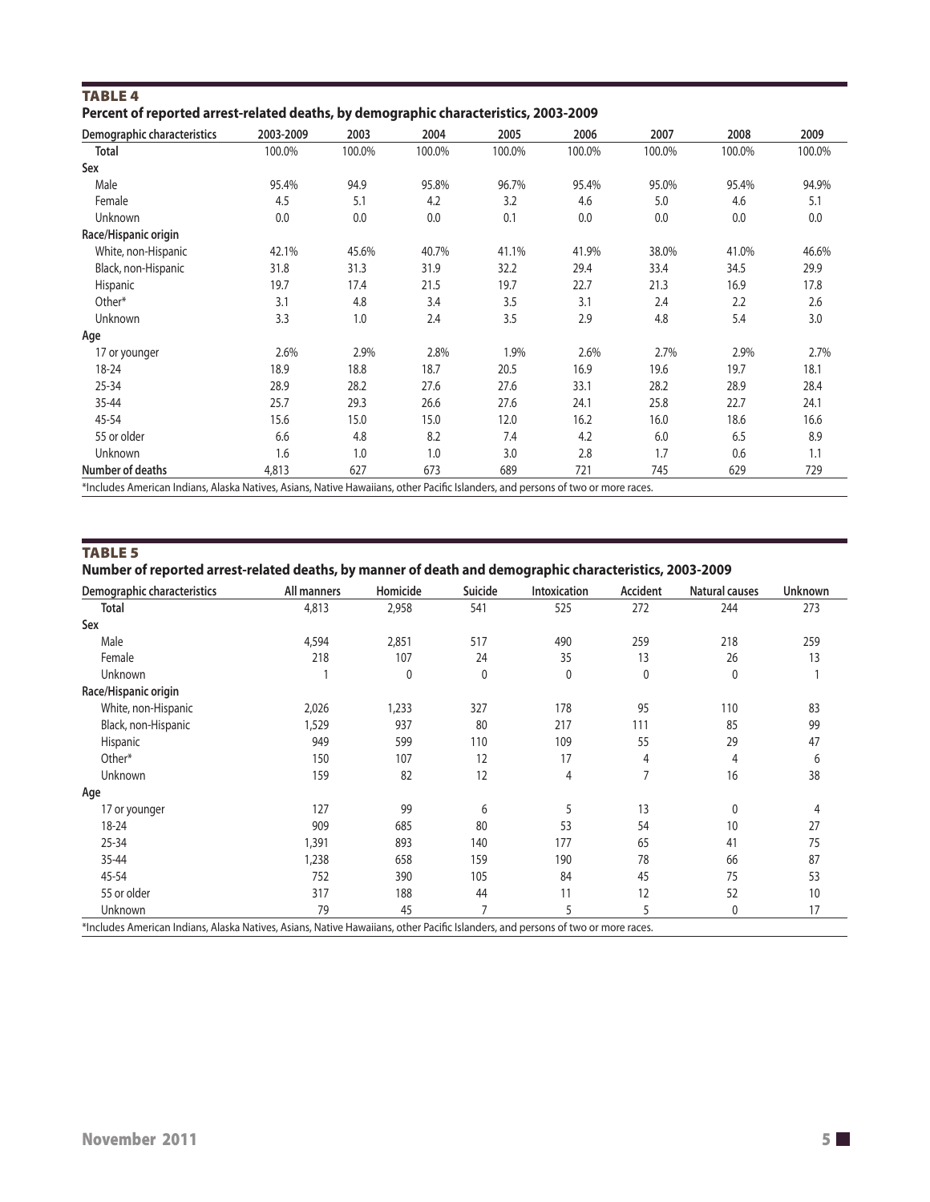## TABLE 4

**Percent of reported arrest-related deaths, by demographic characteristics, 2003-2009**

| Demographic characteristics | 2003-2009 | 2003 | 2004 | 2005 | 2006 | 2007 | 2008 | 2009 |
|---|---|---|---|---|---|---|---|---|
| **Total** | 100.0% | 100.0% | 100.0% | 100.0% | 100.0% | 100.0% | 100.0% | 100.0% |
| **Sex** | | | | | | | | |
| Male | 95.4% | 94.9 | 95.8% | 96.7% | 95.4% | 95.0% | 95.4% | 94.9% |
| Female | 4.5 | 5.1 | 4.2 | 3.2 | 4.6 | 5.0 | 4.6 | 5.1 |
| Unknown | 0.0 | 0.0 | 0.0 | 0.1 | 0.0 | 0.0 | 0.0 | 0.0 |
| **Race/Hispanic origin** | | | | | | | | |
| White, non-Hispanic | 42.1% | 45.6% | 40.7% | 41.1% | 41.9% | 38.0% | 41.0% | 46.6% |
| Black, non-Hispanic | 31.8 | 31.3 | 31.9 | 32.2 | 29.4 | 33.4 | 34.5 | 29.9 |
| Hispanic | 19.7 | 17.4 | 21.5 | 19.7 | 22.7 | 21.3 | 16.9 | 17.8 |
| Other* | 3.1 | 4.8 | 3.4 | 3.5 | 3.1 | 2.4 | 2.2 | 2.6 |
| Unknown | 3.3 | 1.0 | 2.4 | 3.5 | 2.9 | 4.8 | 5.4 | 3.0 |
| **Age** | | | | | | | | |
| 17 or younger | 2.6% | 2.9% | 2.8% | 1.9% | 2.6% | 2.7% | 2.9% | 2.7% |
| 18-24 | 18.9 | 18.8 | 18.7 | 20.5 | 16.9 | 19.6 | 19.7 | 18.1 |
| 25-34 | 28.9 | 28.2 | 27.6 | 27.6 | 33.1 | 28.2 | 28.9 | 28.4 |
| 35-44 | 25.7 | 29.3 | 26.6 | 27.6 | 24.1 | 25.8 | 22.7 | 24.1 |
| 45-54 | 15.6 | 15.0 | 15.0 | 12.0 | 16.2 | 16.0 | 18.6 | 16.6 |
| 55 or older | 6.6 | 4.8 | 8.2 | 7.4 | 4.2 | 6.0 | 6.5 | 8.9 |
| Unknown | 1.6 | 1.0 | 1.0 | 3.0 | 2.8 | 1.7 | 0.6 | 1.1 |
| **Number of deaths** | 4,813 | 627 | 673 | 689 | 721 | 745 | 629 | 729 |

*Includes American Indians, Alaska Natives, Asians, Native Hawaiians, other Pacific Islanders, and persons of two or more races.

## TABLE 5

**Number of reported arrest-related deaths, by manner of death and demographic characteristics, 2003-2009**

| Demographic characteristics | All manners | Homicide | Suicide | Intoxication | Accident | Natural causes | Unknown |
|---|---|---|---|---|---|---|---|
| **Total** | 4,813 | 2,958 | 541 | 525 | 272 | 244 | 273 |
| **Sex** | | | | | | | |
| Male | 4,594 | 2,851 | 517 | 490 | 259 | 218 | 259 |
| Female | 218 | 107 | 24 | 35 | 13 | 26 | 13 |
| Unknown | 1 | 0 | 0 | 0 | 0 | 0 | 1 |
| **Race/Hispanic origin** | | | | | | | |
| White, non-Hispanic | 2,026 | 1,233 | 327 | 178 | 95 | 110 | 83 |
| Black, non-Hispanic | 1,529 | 937 | 80 | 217 | 111 | 85 | 99 |
| Hispanic | 949 | 599 | 110 | 109 | 55 | 29 | 47 |
| Other* | 150 | 107 | 12 | 17 | 4 | 4 | 6 |
| Unknown | 159 | 82 | 12 | 4 | 7 | 16 | 38 |
| **Age** | | | | | | | |
| 17 or younger | 127 | 99 | 6 | 5 | 13 | 0 | 4 |
| 18-24 | 909 | 685 | 80 | 53 | 54 | 10 | 27 |
| 25-34 | 1,391 | 893 | 140 | 177 | 65 | 41 | 75 |
| 35-44 | 1,238 | 658 | 159 | 190 | 78 | 66 | 87 |
| 45-54 | 752 | 390 | 105 | 84 | 45 | 75 | 53 |
| 55 or older | 317 | 188 | 44 | 11 | 12 | 52 | 10 |
| Unknown | 79 | 45 | 7 | 5 | 5 | 0 | 17 |

*Includes American Indians, Alaska Natives, Asians, Native Hawaiians, other Pacific Islanders, and persons of two or more races.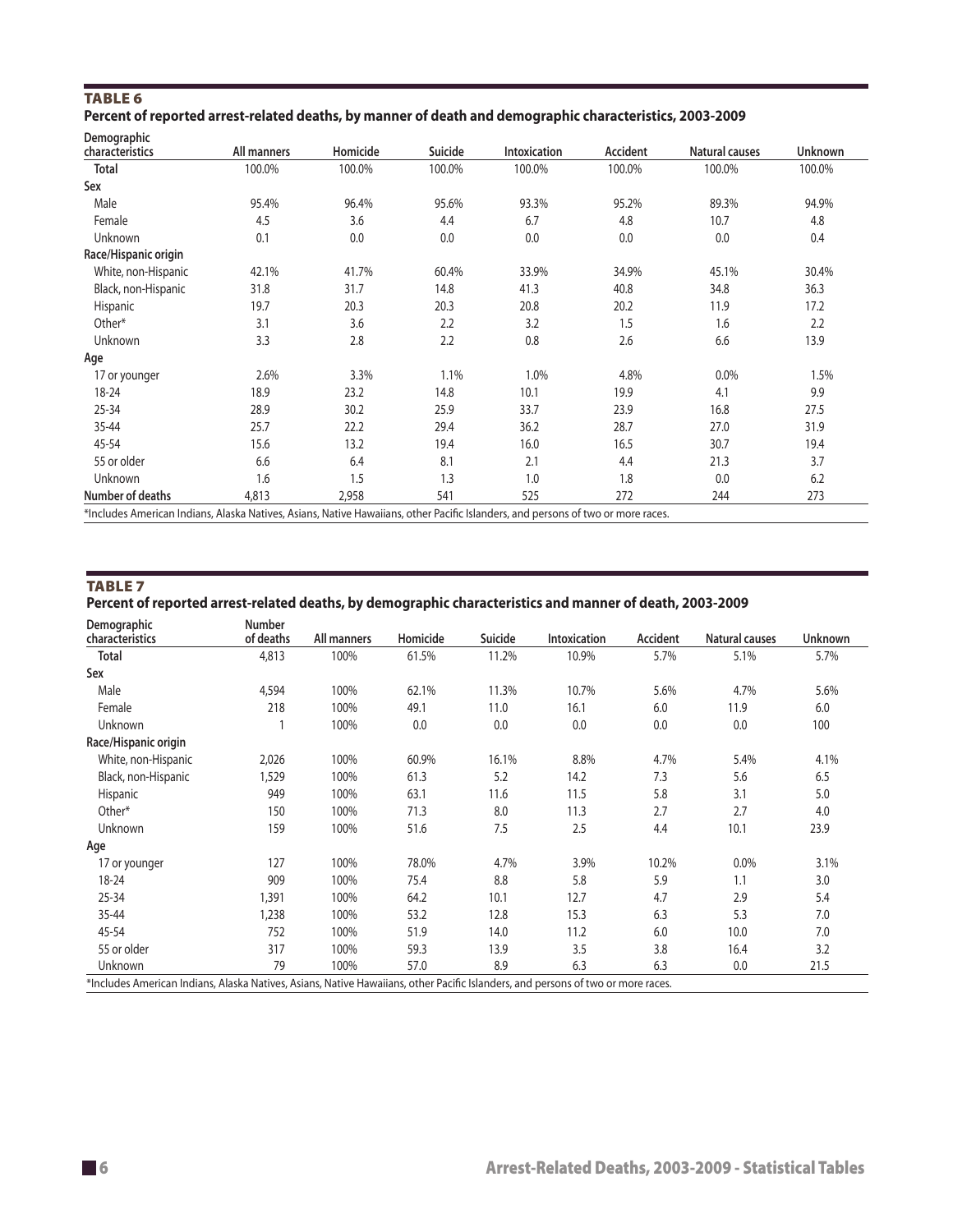## TABLE 6

**Percent of reported arrest-related deaths, by manner of death and demographic characteristics, 2003-2009**

| Demographic characteristics | All manners | Homicide | Suicide | Intoxication | Accident | Natural causes | Unknown |
|---|---|---|---|---|---|---|---|
| **Total** | 100.0% | 100.0% | 100.0% | 100.0% | 100.0% | 100.0% | 100.0% |
| **Sex** | | | | | | | |
| Male | 95.4% | 96.4% | 95.6% | 93.3% | 95.2% | 89.3% | 94.9% |
| Female | 4.5 | 3.6 | 4.4 | 6.7 | 4.8 | 10.7 | 4.8 |
| Unknown | 0.1 | 0.0 | 0.0 | 0.0 | 0.0 | 0.0 | 0.4 |
| **Race/Hispanic origin** | | | | | | | |
| White, non-Hispanic | 42.1% | 41.7% | 60.4% | 33.9% | 34.9% | 45.1% | 30.4% |
| Black, non-Hispanic | 31.8 | 31.7 | 14.8 | 41.3 | 40.8 | 34.8 | 36.3 |
| Hispanic | 19.7 | 20.3 | 20.3 | 20.8 | 20.2 | 11.9 | 17.2 |
| Other* | 3.1 | 3.6 | 2.2 | 3.2 | 1.5 | 1.6 | 2.2 |
| Unknown | 3.3 | 2.8 | 2.2 | 0.8 | 2.6 | 6.6 | 13.9 |
| **Age** | | | | | | | |
| 17 or younger | 2.6% | 3.3% | 1.1% | 1.0% | 4.8% | 0.0% | 1.5% |
| 18-24 | 18.9 | 23.2 | 14.8 | 10.1 | 19.9 | 4.1 | 9.9 |
| 25-34 | 28.9 | 30.2 | 25.9 | 33.7 | 23.9 | 16.8 | 27.5 |
| 35-44 | 25.7 | 22.2 | 29.4 | 36.2 | 28.7 | 27.0 | 31.9 |
| 45-54 | 15.6 | 13.2 | 19.4 | 16.0 | 16.5 | 30.7 | 19.4 |
| 55 or older | 6.6 | 6.4 | 8.1 | 2.1 | 4.4 | 21.3 | 3.7 |
| Unknown | 1.6 | 1.5 | 1.3 | 1.0 | 1.8 | 0.0 | 6.2 |
| **Number of deaths** | 4,813 | 2,958 | 541 | 525 | 272 | 244 | 273 |

*Includes American Indians, Alaska Natives, Asians, Native Hawaiians, other Pacific Islanders, and persons of two or more races.

## TABLE 7

**Percent of reported arrest-related deaths, by demographic characteristics and manner of death, 2003-2009**

| Demographic characteristics | Number of deaths | All manners | Homicide | Suicide | Intoxication | Accident | Natural causes | Unknown |
|---|---|---|---|---|---|---|---|---|
| **Total** | 4,813 | 100% | 61.5% | 11.2% | 10.9% | 5.7% | 5.1% | 5.7% |
| **Sex** | | | | | | | | |
| Male | 4,594 | 100% | 62.1% | 11.3% | 10.7% | 5.6% | 4.7% | 5.6% |
| Female | 218 | 100% | 49.1 | 11.0 | 16.1 | 6.0 | 11.9 | 6.0 |
| Unknown | 1 | 100% | 0.0 | 0.0 | 0.0 | 0.0 | 0.0 | 100 |
| **Race/Hispanic origin** | | | | | | | | |
| White, non-Hispanic | 2,026 | 100% | 60.9% | 16.1% | 8.8% | 4.7% | 5.4% | 4.1% |
| Black, non-Hispanic | 1,529 | 100% | 61.3 | 5.2 | 14.2 | 7.3 | 5.6 | 6.5 |
| Hispanic | 949 | 100% | 63.1 | 11.6 | 11.5 | 5.8 | 3.1 | 5.0 |
| Other* | 150 | 100% | 71.3 | 8.0 | 11.3 | 2.7 | 2.7 | 4.0 |
| Unknown | 159 | 100% | 51.6 | 7.5 | 2.5 | 4.4 | 10.1 | 23.9 |
| **Age** | | | | | | | | |
| 17 or younger | 127 | 100% | 78.0% | 4.7% | 3.9% | 10.2% | 0.0% | 3.1% |
| 18-24 | 909 | 100% | 75.4 | 8.8 | 5.8 | 5.9 | 1.1 | 3.0 |
| 25-34 | 1,391 | 100% | 64.2 | 10.1 | 12.7 | 4.7 | 2.9 | 5.4 |
| 35-44 | 1,238 | 100% | 53.2 | 12.8 | 15.3 | 6.3 | 5.3 | 7.0 |
| 45-54 | 752 | 100% | 51.9 | 14.0 | 11.2 | 6.0 | 10.0 | 7.0 |
| 55 or older | 317 | 100% | 59.3 | 13.9 | 3.5 | 3.8 | 16.4 | 3.2 |
| Unknown | 79 | 100% | 57.0 | 8.9 | 6.3 | 6.3 | 0.0 | 21.5 |

*Includes American Indians, Alaska Natives, Asians, Native Hawaiians, other Pacific Islanders, and persons of two or more races.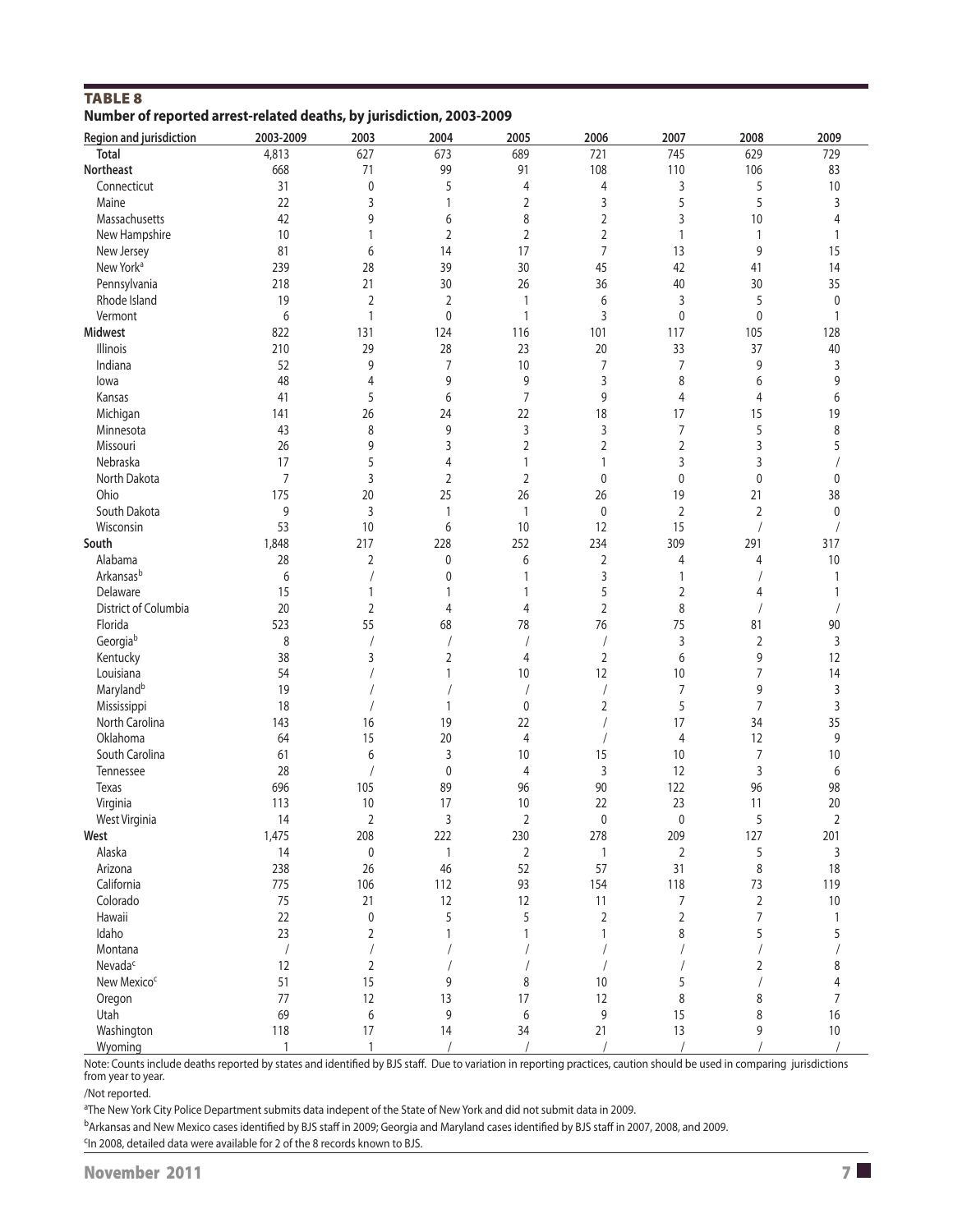## TABLE 8

**Number of reported arrest-related deaths, by jurisdiction, 2003-2009**

| Region and jurisdiction | 2003-2009 | 2003 | 2004 | 2005 | 2006 | 2007 | 2008 | 2009 |
|---|---|---|---|---|---|---|---|---|
| **Total** | 4,813 | 627 | 673 | 689 | 721 | 745 | 629 | 729 |
| **Northeast** | 668 | 71 | 99 | 91 | 108 | 110 | 106 | 83 |
| Connecticut | 31 | 0 | 5 | 4 | 4 | 3 | 5 | 10 |
| Maine | 22 | 3 | 1 | 2 | 3 | 5 | 5 | 3 |
| Massachusetts | 42 | 9 | 6 | 8 | 2 | 3 | 10 | 4 |
| New Hampshire | 10 | 1 | 2 | 2 | 2 | 1 | 1 | 1 |
| New Jersey | 81 | 6 | 14 | 17 | 7 | 13 | 9 | 15 |
| New York[a] | 239 | 28 | 39 | 30 | 45 | 42 | 41 | 14 |
| Pennsylvania | 218 | 21 | 30 | 26 | 36 | 40 | 30 | 35 |
| Rhode Island | 19 | 2 | 2 | 1 | 6 | 3 | 5 | 0 |
| Vermont | 6 | 1 | 0 | 1 | 3 | 0 | 0 | 1 |
| **Midwest** | 822 | 131 | 124 | 116 | 101 | 117 | 105 | 128 |
| Illinois | 210 | 29 | 28 | 23 | 20 | 33 | 37 | 40 |
| Indiana | 52 | 9 | 7 | 10 | 7 | 7 | 9 | 3 |
| Iowa | 48 | 4 | 9 | 9 | 3 | 8 | 6 | 9 |
| Kansas | 41 | 5 | 6 | 7 | 9 | 4 | 4 | 6 |
| Michigan | 141 | 26 | 24 | 22 | 18 | 17 | 15 | 19 |
| Minnesota | 43 | 8 | 9 | 3 | 3 | 7 | 5 | 8 |
| Missouri | 26 | 9 | 3 | 2 | 2 | 2 | 3 | 5 |
| Nebraska | 17 | 5 | 4 | 1 | 1 | 3 | 3 | / |
| North Dakota | 7 | 3 | 2 | 2 | 0 | 0 | 0 | 0 |
| Ohio | 175 | 20 | 25 | 26 | 26 | 19 | 21 | 38 |
| South Dakota | 9 | 3 | 1 | 1 | 0 | 2 | 2 | 0 |
| Wisconsin | 53 | 10 | 6 | 10 | 12 | 15 | / | / |
| **South** | 1,848 | 217 | 228 | 252 | 234 | 309 | 291 | 317 |
| Alabama | 28 | 2 | 0 | 6 | 2 | 4 | 4 | 10 |
| Arkansas[b] | 6 | / | 0 | 1 | 3 | 1 | / | 1 |
| Delaware | 15 | 1 | 1 | 1 | 5 | 2 | 4 | 1 |
| District of Columbia | 20 | 2 | 4 | 4 | 2 | 8 | / | / |
| Florida | 523 | 55 | 68 | 78 | 76 | 75 | 81 | 90 |
| Georgia[b] | 8 | / | / | / | / | 3 | 2 | 3 |
| Kentucky | 38 | 3 | 2 | 4 | 2 | 6 | 9 | 12 |
| Louisiana | 54 | / | 1 | 10 | 12 | 10 | 7 | 14 |
| Maryland[b] | 19 | / | / | / | / | 7 | 9 | 3 |
| Mississippi | 18 | / | 1 | 0 | 2 | 5 | 7 | 3 |
| North Carolina | 143 | 16 | 19 | 22 | / | 17 | 34 | 35 |
| Oklahoma | 64 | 15 | 20 | 4 | / | 4 | 12 | 9 |
| South Carolina | 61 | 6 | 3 | 10 | 15 | 10 | 7 | 10 |
| Tennessee | 28 | / | 0 | 4 | 3 | 12 | 3 | 6 |
| Texas | 696 | 105 | 89 | 96 | 90 | 122 | 96 | 98 |
| Virginia | 113 | 10 | 17 | 10 | 22 | 23 | 11 | 20 |
| West Virginia | 14 | 2 | 3 | 2 | 0 | 0 | 5 | 2 |
| **West** | 1,475 | 208 | 222 | 230 | 278 | 209 | 127 | 201 |
| Alaska | 14 | 0 | 1 | 2 | 1 | 2 | 5 | 3 |
| Arizona | 238 | 26 | 46 | 52 | 57 | 31 | 8 | 18 |
| California | 775 | 106 | 112 | 93 | 154 | 118 | 73 | 119 |
| Colorado | 75 | 21 | 12 | 12 | 11 | 7 | 2 | 10 |
| Hawaii | 22 | 0 | 5 | 5 | 2 | 2 | 7 | 1 |
| Idaho | 23 | 2 | 1 | 1 | 1 | 8 | 5 | 5 |
| Montana | / | / | / | / | / | / | / | / |
| Nevada[c] | 12 | 2 | / | / | / | / | 2 | 8 |
| New Mexico[c] | 51 | 15 | 9 | 8 | 10 | 5 | / | 4 |
| Oregon | 77 | 12 | 13 | 17 | 12 | 8 | 8 | 7 |
| Utah | 69 | 6 | 9 | 6 | 9 | 15 | 8 | 16 |
| Washington | 118 | 17 | 14 | 34 | 21 | 13 | 9 | 10 |
| Wyoming | 1 | 1 | / | / | / | / | / | / |

Note: Counts include deaths reported by states and identified by BJS staff. Due to variation in reporting practices, caution should be used in comparing jurisdictions from year to year.

/Not reported.

[a]The New York City Police Department submits data indepent of the State of New York and did not submit data in 2009.

[b]Arkansas and New Mexico cases identified by BJS staff in 2009; Georgia and Maryland cases identified by BJS staff in 2007, 2008, and 2009.

[c]In 2008, detailed data were available for 2 of the 8 records known to BJS.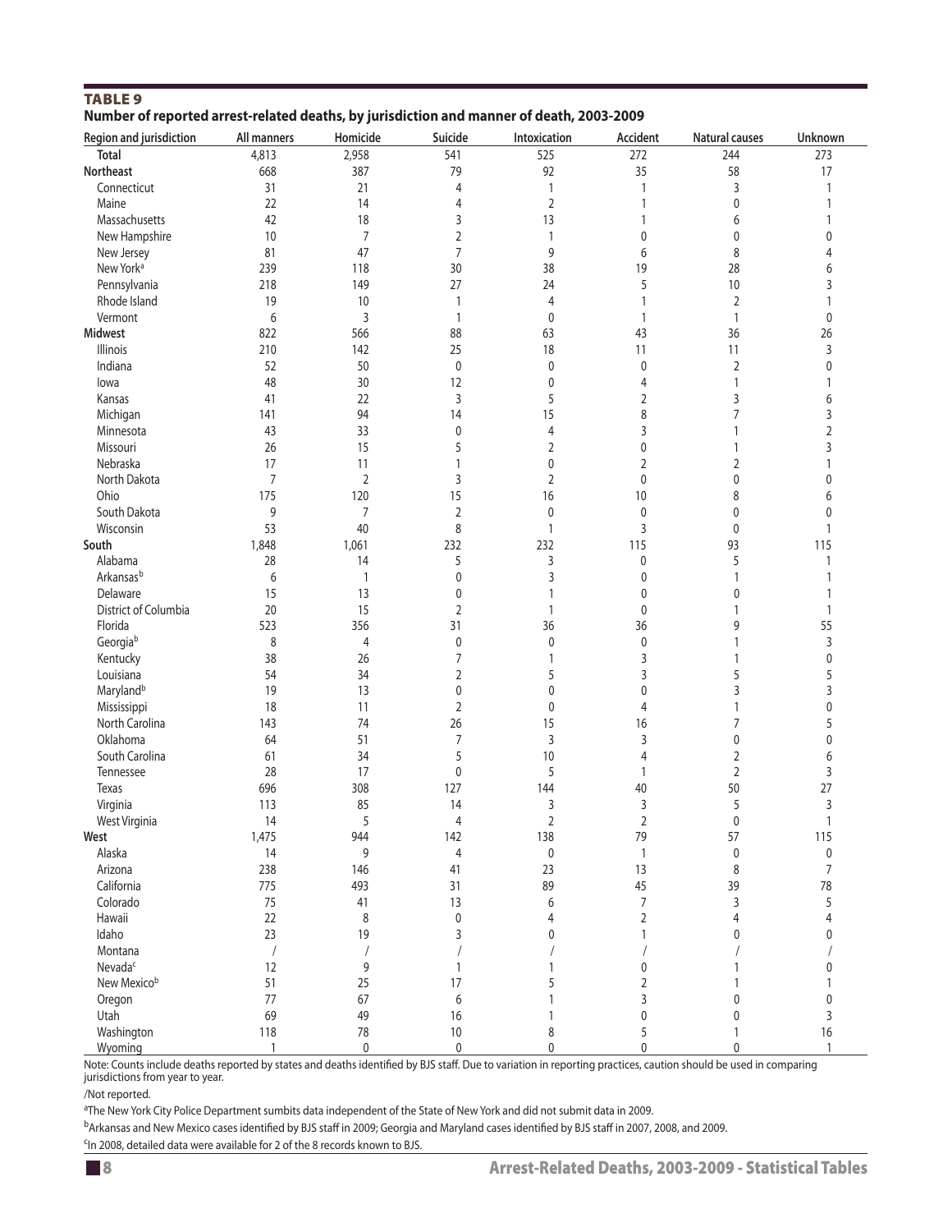**TABLE 9**

**Number of reported arrest-related deaths, by jurisdiction and manner of death, 2003-2009**

| Region and jurisdiction | All manners | Homicide | Suicide | Intoxication | Accident | Natural causes | Unknown |
|---|---|---|---|---|---|---|---|
| **Total** | 4,813 | 2,958 | 541 | 525 | 272 | 244 | 273 |
| **Northeast** | 668 | 387 | 79 | 92 | 35 | 58 | 17 |
| Connecticut | 31 | 21 | 4 | 1 | 1 | 3 | 1 |
| Maine | 22 | 14 | 4 | 2 | 1 | 0 | 1 |
| Massachusetts | 42 | 18 | 3 | 13 | 1 | 6 | 1 |
| New Hampshire | 10 | 7 | 2 | 1 | 0 | 0 | 0 |
| New Jersey | 81 | 47 | 7 | 9 | 6 | 8 | 4 |
| New York[a] | 239 | 118 | 30 | 38 | 19 | 28 | 6 |
| Pennsylvania | 218 | 149 | 27 | 24 | 5 | 10 | 3 |
| Rhode Island | 19 | 10 | 1 | 4 | 1 | 2 | 1 |
| Vermont | 6 | 3 | 1 | 0 | 1 | 1 | 0 |
| **Midwest** | 822 | 566 | 88 | 63 | 43 | 36 | 26 |
| Illinois | 210 | 142 | 25 | 18 | 11 | 11 | 3 |
| Indiana | 52 | 50 | 0 | 0 | 0 | 2 | 0 |
| Iowa | 48 | 30 | 12 | 0 | 4 | 1 | 1 |
| Kansas | 41 | 22 | 3 | 5 | 2 | 3 | 6 |
| Michigan | 141 | 94 | 14 | 15 | 8 | 7 | 3 |
| Minnesota | 43 | 33 | 0 | 4 | 3 | 1 | 2 |
| Missouri | 26 | 15 | 5 | 2 | 0 | 1 | 3 |
| Nebraska | 17 | 11 | 1 | 0 | 2 | 2 | 1 |
| North Dakota | 7 | 2 | 3 | 2 | 0 | 0 | 0 |
| Ohio | 175 | 120 | 15 | 16 | 10 | 8 | 6 |
| South Dakota | 9 | 7 | 2 | 0 | 0 | 0 | 0 |
| Wisconsin | 53 | 40 | 8 | 1 | 3 | 0 | 1 |
| **South** | 1,848 | 1,061 | 232 | 232 | 115 | 93 | 115 |
| Alabama | 28 | 14 | 5 | 3 | 0 | 5 | 1 |
| Arkansas[b] | 6 | 1 | 0 | 3 | 0 | 1 | 1 |
| Delaware | 15 | 13 | 0 | 1 | 0 | 0 | 1 |
| District of Columbia | 20 | 15 | 2 | 1 | 0 | 1 | 1 |
| Florida | 523 | 356 | 31 | 36 | 36 | 9 | 55 |
| Georgia[b] | 8 | 4 | 0 | 0 | 0 | 1 | 3 |
| Kentucky | 38 | 26 | 7 | 1 | 3 | 1 | 0 |
| Louisiana | 54 | 34 | 2 | 5 | 3 | 5 | 5 |
| Maryland[b] | 19 | 13 | 0 | 0 | 0 | 3 | 3 |
| Mississippi | 18 | 11 | 2 | 0 | 4 | 1 | 0 |
| North Carolina | 143 | 74 | 26 | 15 | 16 | 7 | 5 |
| Oklahoma | 64 | 51 | 7 | 3 | 3 | 0 | 0 |
| South Carolina | 61 | 34 | 5 | 10 | 4 | 2 | 6 |
| Tennessee | 28 | 17 | 0 | 5 | 1 | 2 | 3 |
| Texas | 696 | 308 | 127 | 144 | 40 | 50 | 27 |
| Virginia | 113 | 85 | 14 | 3 | 3 | 5 | 3 |
| West Virginia | 14 | 5 | 4 | 2 | 2 | 0 | 1 |
| **West** | 1,475 | 944 | 142 | 138 | 79 | 57 | 115 |
| Alaska | 14 | 9 | 4 | 0 | 1 | 0 | 0 |
| Arizona | 238 | 146 | 41 | 23 | 13 | 8 | 7 |
| California | 775 | 493 | 31 | 89 | 45 | 39 | 78 |
| Colorado | 75 | 41 | 13 | 6 | 7 | 3 | 5 |
| Hawaii | 22 | 8 | 0 | 4 | 2 | 4 | 4 |
| Idaho | 23 | 19 | 3 | 0 | 1 | 0 | 0 |
| Montana | / | / | / | / | / | / | / |
| Nevada[c] | 12 | 9 | 1 | 1 | 0 | 1 | 0 |
| New Mexico[b] | 51 | 25 | 17 | 5 | 2 | 1 | 1 |
| Oregon | 77 | 67 | 6 | 1 | 3 | 0 | 0 |
| Utah | 69 | 49 | 16 | 1 | 0 | 0 | 3 |
| Washington | 118 | 78 | 10 | 8 | 5 | 1 | 16 |
| Wyoming | 1 | 0 | 0 | 0 | 0 | 0 | 1 |

Note: Counts include deaths reported by states and deaths identified by BJS staff. Due to variation in reporting practices, caution should be used in comparing jurisdictions from year to year.

/Not reported.

[a]The New York City Police Department sumbits data independent of the State of New York and did not submit data in 2009.

[b]Arkansas and New Mexico cases identified by BJS staff in 2009; Georgia and Maryland cases identified by BJS staff in 2007, 2008, and 2009.

[c]In 2008, detailed data were available for 2 of the 8 records known to BJS.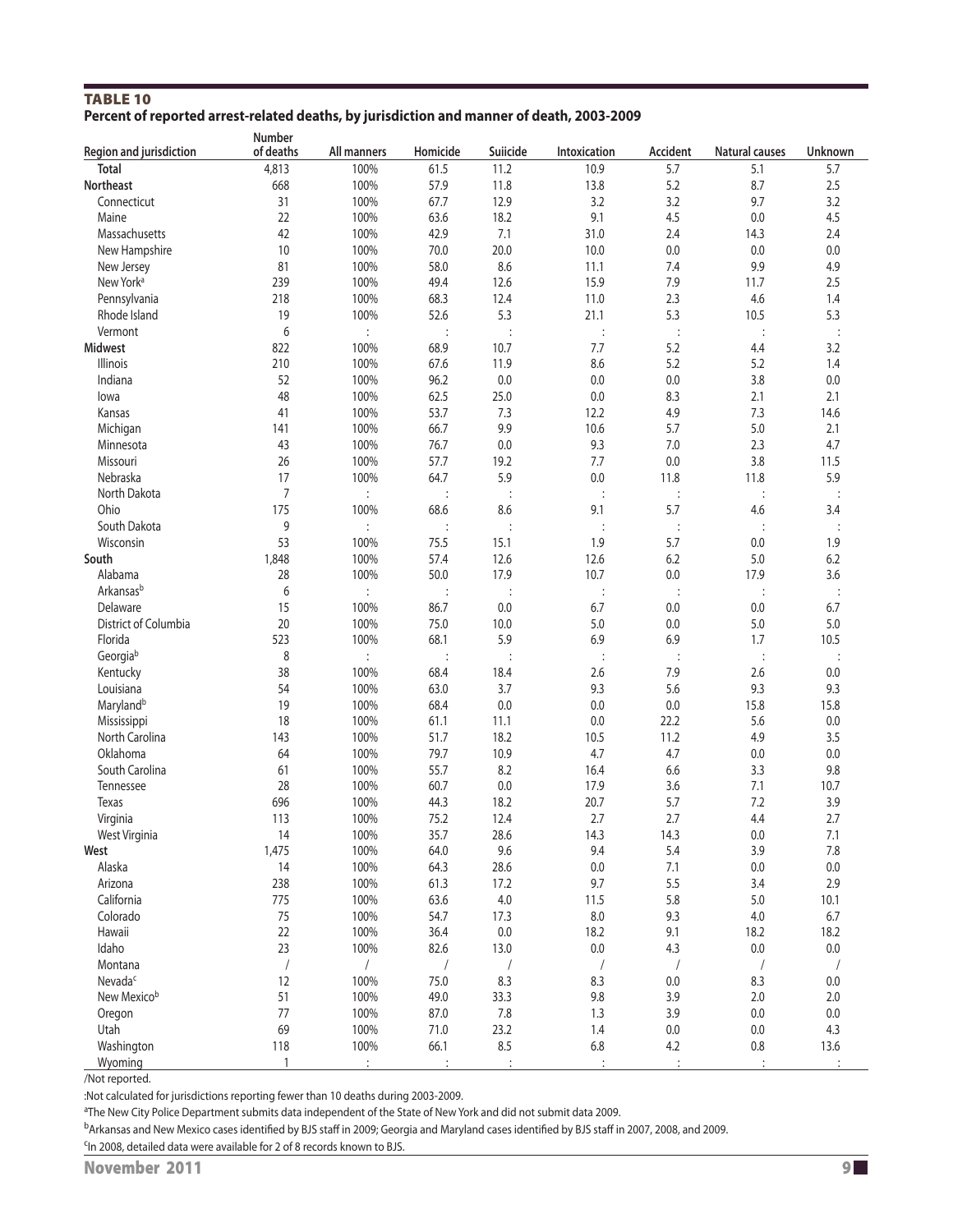**TABLE 10**

**Percent of reported arrest-related deaths, by jurisdiction and manner of death, 2003-2009**

| Region and jurisdiction | Number of deaths | All manners | Homicide | Suiicide | Intoxication | Accident | Natural causes | Unknown |
|---|---|---|---|---|---|---|---|---|
| **Total** | 4,813 | 100% | 61.5 | 11.2 | 10.9 | 5.7 | 5.1 | 5.7 |
| **Northeast** | 668 | 100% | 57.9 | 11.8 | 13.8 | 5.2 | 8.7 | 2.5 |
| Connecticut | 31 | 100% | 67.7 | 12.9 | 3.2 | 3.2 | 9.7 | 3.2 |
| Maine | 22 | 100% | 63.6 | 18.2 | 9.1 | 4.5 | 0.0 | 4.5 |
| Massachusetts | 42 | 100% | 42.9 | 7.1 | 31.0 | 2.4 | 14.3 | 2.4 |
| New Hampshire | 10 | 100% | 70.0 | 20.0 | 10.0 | 0.0 | 0.0 | 0.0 |
| New Jersey | 81 | 100% | 58.0 | 8.6 | 11.1 | 7.4 | 9.9 | 4.9 |
| New York[a] | 239 | 100% | 49.4 | 12.6 | 15.9 | 7.9 | 11.7 | 2.5 |
| Pennsylvania | 218 | 100% | 68.3 | 12.4 | 11.0 | 2.3 | 4.6 | 1.4 |
| Rhode Island | 19 | 100% | 52.6 | 5.3 | 21.1 | 5.3 | 10.5 | 5.3 |
| Vermont | 6 | : | : | : | : | : | : | : |
| **Midwest** | 822 | 100% | 68.9 | 10.7 | 7.7 | 5.2 | 4.4 | 3.2 |
| Illinois | 210 | 100% | 67.6 | 11.9 | 8.6 | 5.2 | 5.2 | 1.4 |
| Indiana | 52 | 100% | 96.2 | 0.0 | 0.0 | 0.0 | 3.8 | 0.0 |
| Iowa | 48 | 100% | 62.5 | 25.0 | 0.0 | 8.3 | 2.1 | 2.1 |
| Kansas | 41 | 100% | 53.7 | 7.3 | 12.2 | 4.9 | 7.3 | 14.6 |
| Michigan | 141 | 100% | 66.7 | 9.9 | 10.6 | 5.7 | 5.0 | 2.1 |
| Minnesota | 43 | 100% | 76.7 | 0.0 | 9.3 | 7.0 | 2.3 | 4.7 |
| Missouri | 26 | 100% | 57.7 | 19.2 | 7.7 | 0.0 | 3.8 | 11.5 |
| Nebraska | 17 | 100% | 64.7 | 5.9 | 0.0 | 11.8 | 11.8 | 5.9 |
| North Dakota | 7 | : | : | : | : | : | : | : |
| Ohio | 175 | 100% | 68.6 | 8.6 | 9.1 | 5.7 | 4.6 | 3.4 |
| South Dakota | 9 | : | : | : | : | : | : | : |
| Wisconsin | 53 | 100% | 75.5 | 15.1 | 1.9 | 5.7 | 0.0 | 1.9 |
| **South** | 1,848 | 100% | 57.4 | 12.6 | 12.6 | 6.2 | 5.0 | 6.2 |
| Alabama | 28 | 100% | 50.0 | 17.9 | 10.7 | 0.0 | 17.9 | 3.6 |
| Arkansas[b] | 6 | : | : | : | : | : | : | : |
| Delaware | 15 | 100% | 86.7 | 0.0 | 6.7 | 0.0 | 0.0 | 6.7 |
| District of Columbia | 20 | 100% | 75.0 | 10.0 | 5.0 | 0.0 | 5.0 | 5.0 |
| Florida | 523 | 100% | 68.1 | 5.9 | 6.9 | 6.9 | 1.7 | 10.5 |
| Georgia[b] | 8 | : | : | : | : | : | : | : |
| Kentucky | 38 | 100% | 68.4 | 18.4 | 2.6 | 7.9 | 2.6 | 0.0 |
| Louisiana | 54 | 100% | 63.0 | 3.7 | 9.3 | 5.6 | 9.3 | 9.3 |
| Maryland[b] | 19 | 100% | 68.4 | 0.0 | 0.0 | 0.0 | 15.8 | 15.8 |
| Mississippi | 18 | 100% | 61.1 | 11.1 | 0.0 | 22.2 | 5.6 | 0.0 |
| North Carolina | 143 | 100% | 51.7 | 18.2 | 10.5 | 11.2 | 4.9 | 3.5 |
| Oklahoma | 64 | 100% | 79.7 | 10.9 | 4.7 | 4.7 | 0.0 | 0.0 |
| South Carolina | 61 | 100% | 55.7 | 8.2 | 16.4 | 6.6 | 3.3 | 9.8 |
| Tennessee | 28 | 100% | 60.7 | 0.0 | 17.9 | 3.6 | 7.1 | 10.7 |
| Texas | 696 | 100% | 44.3 | 18.2 | 20.7 | 5.7 | 7.2 | 3.9 |
| Virginia | 113 | 100% | 75.2 | 12.4 | 2.7 | 2.7 | 4.4 | 2.7 |
| West Virginia | 14 | 100% | 35.7 | 28.6 | 14.3 | 14.3 | 0.0 | 7.1 |
| **West** | 1,475 | 100% | 64.0 | 9.6 | 9.4 | 5.4 | 3.9 | 7.8 |
| Alaska | 14 | 100% | 64.3 | 28.6 | 0.0 | 7.1 | 0.0 | 0.0 |
| Arizona | 238 | 100% | 61.3 | 17.2 | 9.7 | 5.5 | 3.4 | 2.9 |
| California | 775 | 100% | 63.6 | 4.0 | 11.5 | 5.8 | 5.0 | 10.1 |
| Colorado | 75 | 100% | 54.7 | 17.3 | 8.0 | 9.3 | 4.0 | 6.7 |
| Hawaii | 22 | 100% | 36.4 | 0.0 | 18.2 | 9.1 | 18.2 | 18.2 |
| Idaho | 23 | 100% | 82.6 | 13.0 | 0.0 | 4.3 | 0.0 | 0.0 |
| Montana | / | / | / | / | / | / | / | / |
| Nevada[c] | 12 | 100% | 75.0 | 8.3 | 8.3 | 0.0 | 8.3 | 0.0 |
| New Mexico[b] | 51 | 100% | 49.0 | 33.3 | 9.8 | 3.9 | 2.0 | 2.0 |
| Oregon | 77 | 100% | 87.0 | 7.8 | 1.3 | 3.9 | 0.0 | 0.0 |
| Utah | 69 | 100% | 71.0 | 23.2 | 1.4 | 0.0 | 0.0 | 4.3 |
| Washington | 118 | 100% | 66.1 | 8.5 | 6.8 | 4.2 | 0.8 | 13.6 |
| Wyoming | 1 | : | : | : | : | : | : | : |

/Not reported.

:Not calculated for jurisdictions reporting fewer than 10 deaths during 2003-2009.

[a]The New City Police Department submits data independent of the State of New York and did not submit data 2009.

[b]Arkansas and New Mexico cases identified by BJS staff in 2009; Georgia and Maryland cases identified by BJS staff in 2007, 2008, and 2009.

[c]In 2008, detailed data were available for 2 of 8 records known to BJS.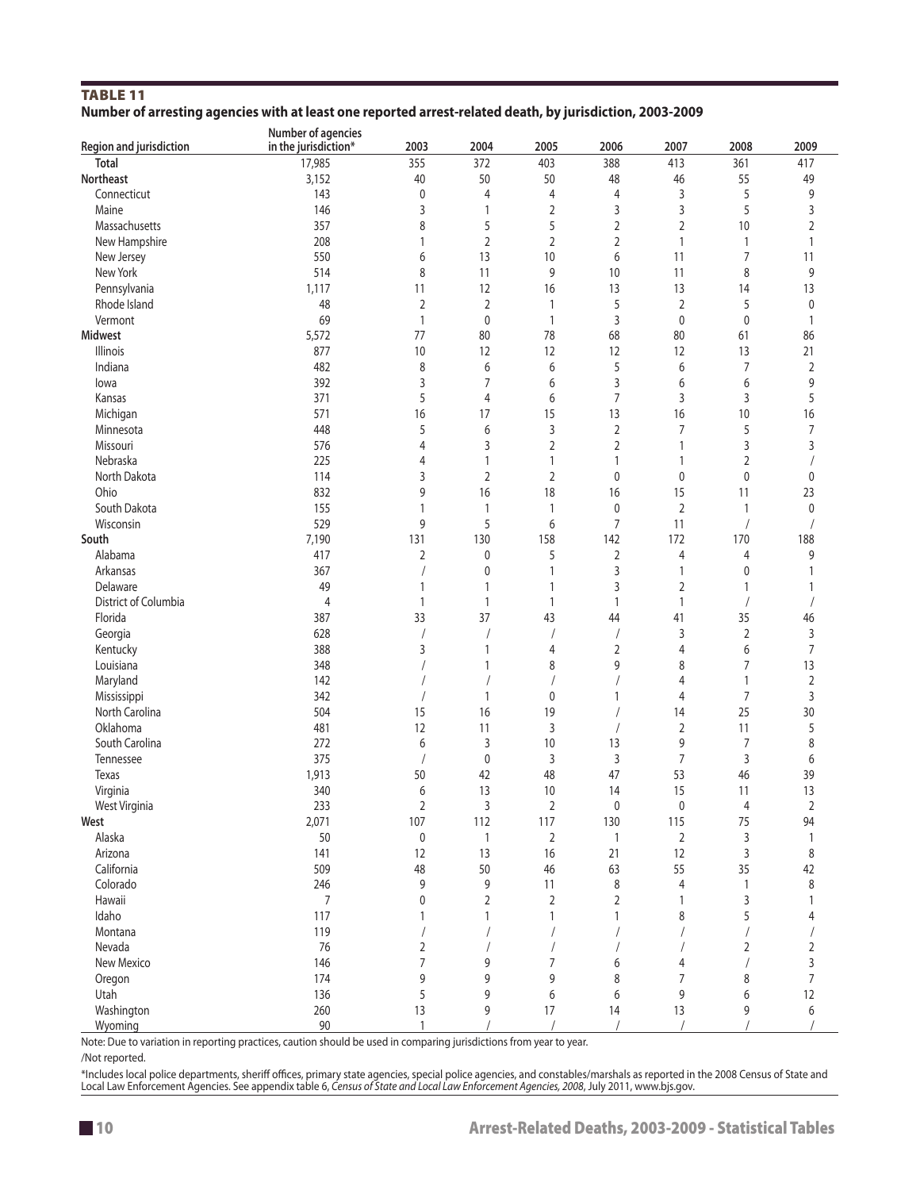**TABLE 11**

**Number of arresting agencies with at least one reported arrest-related death, by jurisdiction, 2003-2009**

| Region and jurisdiction | Number of agencies in the jurisdiction* | 2003 | 2004 | 2005 | 2006 | 2007 | 2008 | 2009 |
|---|---|---|---|---|---|---|---|---|
| **Total** | 17,985 | 355 | 372 | 403 | 388 | 413 | 361 | 417 |
| **Northeast** | 3,152 | 40 | 50 | 50 | 48 | 46 | 55 | 49 |
| Connecticut | 143 | 0 | 4 | 4 | 4 | 3 | 5 | 9 |
| Maine | 146 | 3 | 1 | 2 | 3 | 3 | 5 | 3 |
| Massachusetts | 357 | 8 | 5 | 5 | 2 | 2 | 10 | 2 |
| New Hampshire | 208 | 1 | 2 | 2 | 2 | 1 | 1 | 1 |
| New Jersey | 550 | 6 | 13 | 10 | 6 | 11 | 7 | 11 |
| New York | 514 | 8 | 11 | 9 | 10 | 11 | 8 | 9 |
| Pennsylvania | 1,117 | 11 | 12 | 16 | 13 | 13 | 14 | 13 |
| Rhode Island | 48 | 2 | 2 | 1 | 5 | 2 | 5 | 0 |
| Vermont | 69 | 1 | 0 | 1 | 3 | 0 | 0 | 1 |
| **Midwest** | 5,572 | 77 | 80 | 78 | 68 | 80 | 61 | 86 |
| Illinois | 877 | 10 | 12 | 12 | 12 | 12 | 13 | 21 |
| Indiana | 482 | 8 | 6 | 6 | 5 | 6 | 7 | 2 |
| Iowa | 392 | 3 | 7 | 6 | 3 | 6 | 6 | 9 |
| Kansas | 371 | 5 | 4 | 6 | 7 | 3 | 3 | 5 |
| Michigan | 571 | 16 | 17 | 15 | 13 | 16 | 10 | 16 |
| Minnesota | 448 | 5 | 6 | 3 | 2 | 7 | 5 | 7 |
| Missouri | 576 | 4 | 3 | 2 | 2 | 1 | 3 | 3 |
| Nebraska | 225 | 4 | 1 | 1 | 1 | 1 | 2 | / |
| North Dakota | 114 | 3 | 2 | 2 | 0 | 0 | 0 | 0 |
| Ohio | 832 | 9 | 16 | 18 | 16 | 15 | 11 | 23 |
| South Dakota | 155 | 1 | 1 | 1 | 0 | 2 | 1 | 0 |
| Wisconsin | 529 | 9 | 5 | 6 | 7 | 11 | / | / |
| **South** | 7,190 | 131 | 130 | 158 | 142 | 172 | 170 | 188 |
| Alabama | 417 | 2 | 0 | 5 | 2 | 4 | 4 | 9 |
| Arkansas | 367 | / | 0 | 1 | 3 | 1 | 0 | 1 |
| Delaware | 49 | 1 | 1 | 1 | 3 | 2 | 1 | 1 |
| District of Columbia | 4 | 1 | 1 | 1 | 1 | 1 | / | / |
| Florida | 387 | 33 | 37 | 43 | 44 | 41 | 35 | 46 |
| Georgia | 628 | / | / | / | / | 3 | 2 | 3 |
| Kentucky | 388 | 3 | 1 | 4 | 2 | 4 | 6 | 7 |
| Louisiana | 348 | / | 1 | 8 | 9 | 8 | 7 | 13 |
| Maryland | 142 | / | / | / | / | 4 | 1 | 2 |
| Mississippi | 342 | / | 1 | 0 | 1 | 4 | 7 | 3 |
| North Carolina | 504 | 15 | 16 | 19 | / | 14 | 25 | 30 |
| Oklahoma | 481 | 12 | 11 | 3 | / | 2 | 11 | 5 |
| South Carolina | 272 | 6 | 3 | 10 | 13 | 9 | 7 | 8 |
| Tennessee | 375 | / | 0 | 3 | 3 | 7 | 3 | 6 |
| Texas | 1,913 | 50 | 42 | 48 | 47 | 53 | 46 | 39 |
| Virginia | 340 | 6 | 13 | 10 | 14 | 15 | 11 | 13 |
| West Virginia | 233 | 2 | 3 | 2 | 0 | 0 | 4 | 2 |
| **West** | 2,071 | 107 | 112 | 117 | 130 | 115 | 75 | 94 |
| Alaska | 50 | 0 | 1 | 2 | 1 | 2 | 3 | 1 |
| Arizona | 141 | 12 | 13 | 16 | 21 | 12 | 3 | 8 |
| California | 509 | 48 | 50 | 46 | 63 | 55 | 35 | 42 |
| Colorado | 246 | 9 | 9 | 11 | 8 | 4 | 1 | 8 |
| Hawaii | 7 | 0 | 2 | 2 | 2 | 1 | 3 | 1 |
| Idaho | 117 | 1 | 1 | 1 | 1 | 8 | 5 | 4 |
| Montana | 119 | / | / | / | / | / | / | / |
| Nevada | 76 | 2 | / | / | / | / | 2 | 2 |
| New Mexico | 146 | 7 | 9 | 7 | 6 | 4 | / | 3 |
| Oregon | 174 | 9 | 9 | 9 | 8 | 7 | 8 | 7 |
| Utah | 136 | 5 | 9 | 6 | 6 | 9 | 6 | 12 |
| Washington | 260 | 13 | 9 | 17 | 14 | 13 | 9 | 6 |
| Wyoming | 90 | 1 | / | / | / | / | / | / |

Note: Due to variation in reporting practices, caution should be used in comparing jurisdictions from year to year.

/Not reported.

*Includes local police departments, sheriff offices, primary state agencies, special police agencies, and constables/marshals as reported in the 2008 Census of State and Local Law Enforcement Agencies. See appendix table 6, *Census of State and Local Law Enforcement Agencies, 2008*, July 2011, www.bjs.gov.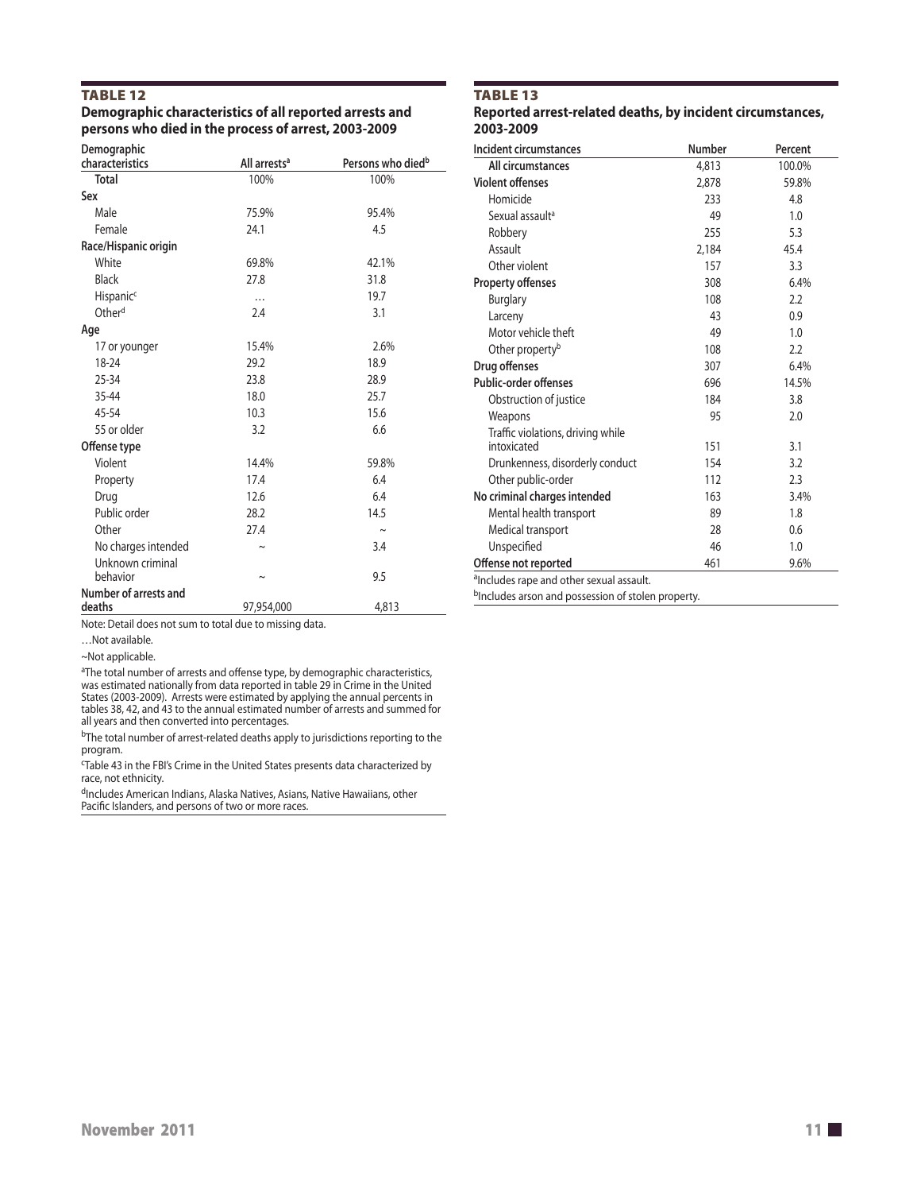## TABLE 12

**Demographic characteristics of all reported arrests and persons who died in the process of arrest, 2003-2009**

| Demographic characteristics | All arrests[a] | Persons who died[b] |
|---|---|---|
| **Total** | 100% | 100% |
| **Sex** | | |
| Male | 75.9% | 95.4% |
| Female | 24.1 | 4.5 |
| **Race/Hispanic origin** | | |
| White | 69.8% | 42.1% |
| Black | 27.8 | 31.8 |
| Hispanic[c] | … | 19.7 |
| Other[d] | 2.4 | 3.1 |
| **Age** | | |
| 17 or younger | 15.4% | 2.6% |
| 18-24 | 29.2 | 18.9 |
| 25-34 | 23.8 | 28.9 |
| 35-44 | 18.0 | 25.7 |
| 45-54 | 10.3 | 15.6 |
| 55 or older | 3.2 | 6.6 |
| **Offense type** | | |
| Violent | 14.4% | 59.8% |
| Property | 17.4 | 6.4 |
| Drug | 12.6 | 6.4 |
| Public order | 28.2 | 14.5 |
| Other | 27.4 | ~ |
| No charges intended | ~ | 3.4 |
| Unknown criminal behavior | ~ | 9.5 |
| **Number of arrests and deaths** | 97,954,000 | 4,813 |

Note: Detail does not sum to total due to missing data.

…Not available.

~Not applicable.

[a]The total number of arrests and offense type, by demographic characteristics, was estimated nationally from data reported in table 29 in Crime in the United States (2003-2009). Arrests were estimated by applying the annual percents in tables 38, 42, and 43 to the annual estimated number of arrests and summed for all years and then converted into percentages.

[b]The total number of arrest-related deaths apply to jurisdictions reporting to the program.

[c]Table 43 in the FBI's Crime in the United States presents data characterized by race, not ethnicity.

[d]Includes American Indians, Alaska Natives, Asians, Native Hawaiians, other Pacific Islanders, and persons of two or more races.

## TABLE 13

**Reported arrest-related deaths, by incident circumstances, 2003-2009**

| Incident circumstances | Number | Percent |
|---|---|---|
| **All circumstances** | 4,813 | 100.0% |
| **Violent offenses** | 2,878 | 59.8% |
| Homicide | 233 | 4.8 |
| Sexual assault[a] | 49 | 1.0 |
| Robbery | 255 | 5.3 |
| Assault | 2,184 | 45.4 |
| Other violent | 157 | 3.3 |
| **Property offenses** | 308 | 6.4% |
| Burglary | 108 | 2.2 |
| Larceny | 43 | 0.9 |
| Motor vehicle theft | 49 | 1.0 |
| Other property[b] | 108 | 2.2 |
| **Drug offenses** | 307 | 6.4% |
| **Public-order offenses** | 696 | 14.5% |
| Obstruction of justice | 184 | 3.8 |
| Weapons | 95 | 2.0 |
| Traffic violations, driving while intoxicated | 151 | 3.1 |
| Drunkenness, disorderly conduct | 154 | 3.2 |
| Other public-order | 112 | 2.3 |
| **No criminal charges intended** | 163 | 3.4% |
| Mental health transport | 89 | 1.8 |
| Medical transport | 28 | 0.6 |
| Unspecified | 46 | 1.0 |
| **Offense not reported** | 461 | 9.6% |

[a]Includes rape and other sexual assault.

[b]Includes arson and possession of stolen property.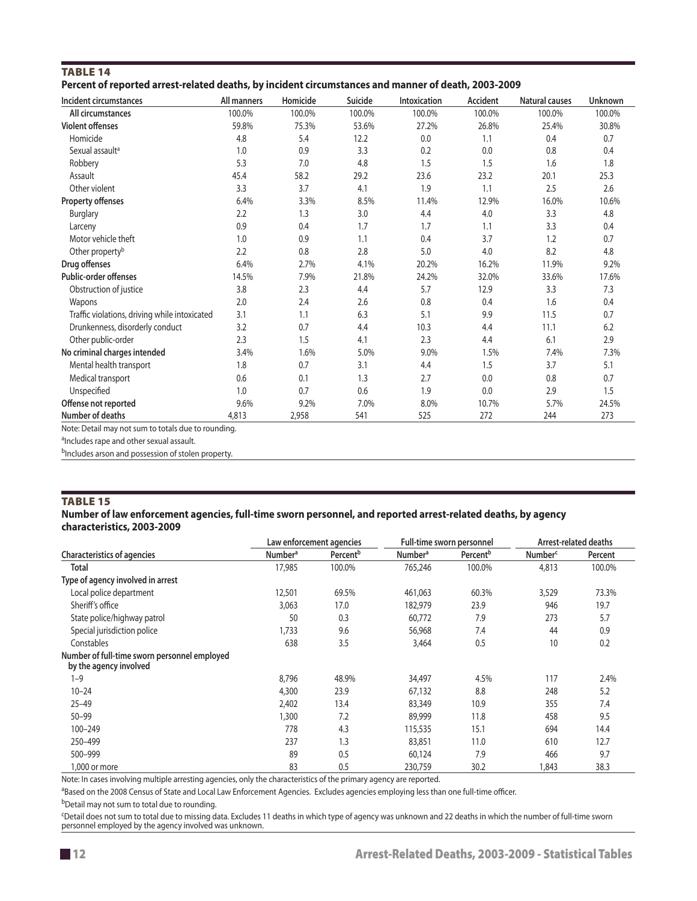## TABLE 14

**Percent of reported arrest-related deaths, by incident circumstances and manner of death, 2003-2009**

| Incident circumstances | All manners | Homicide | Suicide | Intoxication | Accident | Natural causes | Unknown |
|---|---|---|---|---|---|---|---|
| **All circumstances** | 100.0% | 100.0% | 100.0% | 100.0% | 100.0% | 100.0% | 100.0% |
| **Violent offenses** | 59.8% | 75.3% | 53.6% | 27.2% | 26.8% | 25.4% | 30.8% |
| Homicide | 4.8 | 5.4 | 12.2 | 0.0 | 1.1 | 0.4 | 0.7 |
| Sexual assault[a] | 1.0 | 0.9 | 3.3 | 0.2 | 0.0 | 0.8 | 0.4 |
| Robbery | 5.3 | 7.0 | 4.8 | 1.5 | 1.5 | 1.6 | 1.8 |
| Assault | 45.4 | 58.2 | 29.2 | 23.6 | 23.2 | 20.1 | 25.3 |
| Other violent | 3.3 | 3.7 | 4.1 | 1.9 | 1.1 | 2.5 | 2.6 |
| **Property offenses** | 6.4% | 3.3% | 8.5% | 11.4% | 12.9% | 16.0% | 10.6% |
| Burglary | 2.2 | 1.3 | 3.0 | 4.4 | 4.0 | 3.3 | 4.8 |
| Larceny | 0.9 | 0.4 | 1.7 | 1.7 | 1.1 | 3.3 | 0.4 |
| Motor vehicle theft | 1.0 | 0.9 | 1.1 | 0.4 | 3.7 | 1.2 | 0.7 |
| Other property[b] | 2.2 | 0.8 | 2.8 | 5.0 | 4.0 | 8.2 | 4.8 |
| **Drug offenses** | 6.4% | 2.7% | 4.1% | 20.2% | 16.2% | 11.9% | 9.2% |
| **Public-order offenses** | 14.5% | 7.9% | 21.8% | 24.2% | 32.0% | 33.6% | 17.6% |
| Obstruction of justice | 3.8 | 2.3 | 4.4 | 5.7 | 12.9 | 3.3 | 7.3 |
| Wapons | 2.0 | 2.4 | 2.6 | 0.8 | 0.4 | 1.6 | 0.4 |
| Traffic violations, driving while intoxicated | 3.1 | 1.1 | 6.3 | 5.1 | 9.9 | 11.5 | 0.7 |
| Drunkenness, disorderly conduct | 3.2 | 0.7 | 4.4 | 10.3 | 4.4 | 11.1 | 6.2 |
| Other public-order | 2.3 | 1.5 | 4.1 | 2.3 | 4.4 | 6.1 | 2.9 |
| **No criminal charges intended** | 3.4% | 1.6% | 5.0% | 9.0% | 1.5% | 7.4% | 7.3% |
| Mental health transport | 1.8 | 0.7 | 3.1 | 4.4 | 1.5 | 3.7 | 5.1 |
| Medical transport | 0.6 | 0.1 | 1.3 | 2.7 | 0.0 | 0.8 | 0.7 |
| Unspecified | 1.0 | 0.7 | 0.6 | 1.9 | 0.0 | 2.9 | 1.5 |
| **Offense not reported** | 9.6% | 9.2% | 7.0% | 8.0% | 10.7% | 5.7% | 24.5% |
| **Number of deaths** | 4,813 | 2,958 | 541 | 525 | 272 | 244 | 273 |

Note: Detail may not sum to totals due to rounding.

[a]Includes rape and other sexual assault.

[b]Includes arson and possession of stolen property.

## TABLE 15

**Number of law enforcement agencies, full-time sworn personnel, and reported arrest-related deaths, by agency characteristics, 2003-2009**

| Characteristics of agencies | Law enforcement agencies | | Full-time sworn personnel | | Arrest-related deaths | |
|---|---|---|---|---|---|---|
| | Number[a] | Percent[b] | Number[a] | Percent[b] | Number[c] | Percent |
| **Total** | 17,985 | 100.0% | 765,246 | 100.0% | 4,813 | 100.0% |
| **Type of agency involved in arrest** | | | | | | |
| Local police department | 12,501 | 69.5% | 461,063 | 60.3% | 3,529 | 73.3% |
| Sheriff's office | 3,063 | 17.0 | 182,979 | 23.9 | 946 | 19.7 |
| State police/highway patrol | 50 | 0.3 | 60,772 | 7.9 | 273 | 5.7 |
| Special jurisdiction police | 1,733 | 9.6 | 56,968 | 7.4 | 44 | 0.9 |
| Constables | 638 | 3.5 | 3,464 | 0.5 | 10 | 0.2 |
| **Number of full-time sworn personnel employed by the agency involved** | | | | | | |
| 1–9 | 8,796 | 48.9% | 34,497 | 4.5% | 117 | 2.4% |
| 10–24 | 4,300 | 23.9 | 67,132 | 8.8 | 248 | 5.2 |
| 25–49 | 2,402 | 13.4 | 83,349 | 10.9 | 355 | 7.4 |
| 50–99 | 1,300 | 7.2 | 89,999 | 11.8 | 458 | 9.5 |
| 100–249 | 778 | 4.3 | 115,535 | 15.1 | 694 | 14.4 |
| 250–499 | 237 | 1.3 | 83,851 | 11.0 | 610 | 12.7 |
| 500–999 | 89 | 0.5 | 60,124 | 7.9 | 466 | 9.7 |
| 1,000 or more | 83 | 0.5 | 230,759 | 30.2 | 1,843 | 38.3 |

Note: In cases involving multiple arresting agencies, only the characteristics of the primary agency are reported.

[a]Based on the 2008 Census of State and Local Law Enforcement Agencies. Excludes agencies employing less than one full-time officer.

[b]Detail may not sum to total due to rounding.

[c]Detail does not sum to total due to missing data. Excludes 11 deaths in which type of agency was unknown and 22 deaths in which the number of full-time sworn personnel employed by the agency involved was unknown.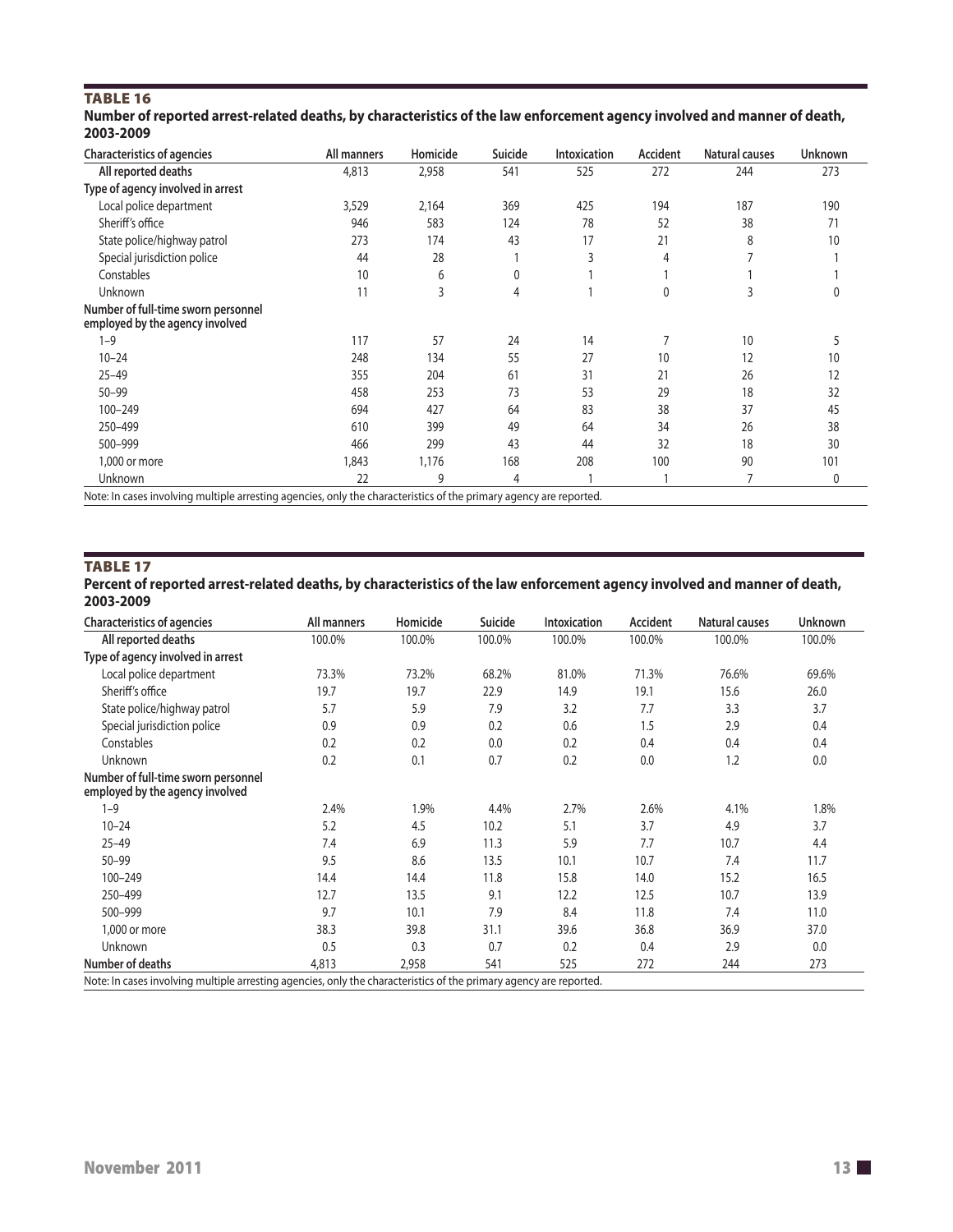**TABLE 16**

**Number of reported arrest-related deaths, by characteristics of the law enforcement agency involved and manner of death, 2003-2009**

| Characteristics of agencies | All manners | Homicide | Suicide | Intoxication | Accident | Natural causes | Unknown |
|---|---|---|---|---|---|---|---|
| All reported deaths | 4,813 | 2,958 | 541 | 525 | 272 | 244 | 273 |
| **Type of agency involved in arrest** | | | | | | | |
| Local police department | 3,529 | 2,164 | 369 | 425 | 194 | 187 | 190 |
| Sheriff's office | 946 | 583 | 124 | 78 | 52 | 38 | 71 |
| State police/highway patrol | 273 | 174 | 43 | 17 | 21 | 8 | 10 |
| Special jurisdiction police | 44 | 28 | 1 | 3 | 4 | 7 | 1 |
| Constables | 10 | 6 | 0 | 1 | 1 | 1 | 1 |
| Unknown | 11 | 3 | 4 | 1 | 0 | 3 | 0 |
| **Number of full-time sworn personnel employed by the agency involved** | | | | | | | |
| 1–9 | 117 | 57 | 24 | 14 | 7 | 10 | 5 |
| 10–24 | 248 | 134 | 55 | 27 | 10 | 12 | 10 |
| 25–49 | 355 | 204 | 61 | 31 | 21 | 26 | 12 |
| 50–99 | 458 | 253 | 73 | 53 | 29 | 18 | 32 |
| 100–249 | 694 | 427 | 64 | 83 | 38 | 37 | 45 |
| 250–499 | 610 | 399 | 49 | 64 | 34 | 26 | 38 |
| 500–999 | 466 | 299 | 43 | 44 | 32 | 18 | 30 |
| 1,000 or more | 1,843 | 1,176 | 168 | 208 | 100 | 90 | 101 |
| Unknown | 22 | 9 | 4 | 1 | 1 | 7 | 0 |

Note: In cases involving multiple arresting agencies, only the characteristics of the primary agency are reported.

**TABLE 17**

**Percent of reported arrest-related deaths, by characteristics of the law enforcement agency involved and manner of death, 2003-2009**

| Characteristics of agencies | All manners | Homicide | Suicide | Intoxication | Accident | Natural causes | Unknown |
|---|---|---|---|---|---|---|---|
| All reported deaths | 100.0% | 100.0% | 100.0% | 100.0% | 100.0% | 100.0% | 100.0% |
| **Type of agency involved in arrest** | | | | | | | |
| Local police department | 73.3% | 73.2% | 68.2% | 81.0% | 71.3% | 76.6% | 69.6% |
| Sheriff's office | 19.7 | 19.7 | 22.9 | 14.9 | 19.1 | 15.6 | 26.0 |
| State police/highway patrol | 5.7 | 5.9 | 7.9 | 3.2 | 7.7 | 3.3 | 3.7 |
| Special jurisdiction police | 0.9 | 0.9 | 0.2 | 0.6 | 1.5 | 2.9 | 0.4 |
| Constables | 0.2 | 0.2 | 0.0 | 0.2 | 0.4 | 0.4 | 0.4 |
| Unknown | 0.2 | 0.1 | 0.7 | 0.2 | 0.0 | 1.2 | 0.0 |
| **Number of full-time sworn personnel employed by the agency involved** | | | | | | | |
| 1–9 | 2.4% | 1.9% | 4.4% | 2.7% | 2.6% | 4.1% | 1.8% |
| 10–24 | 5.2 | 4.5 | 10.2 | 5.1 | 3.7 | 4.9 | 3.7 |
| 25–49 | 7.4 | 6.9 | 11.3 | 5.9 | 7.7 | 10.7 | 4.4 |
| 50–99 | 9.5 | 8.6 | 13.5 | 10.1 | 10.7 | 7.4 | 11.7 |
| 100–249 | 14.4 | 14.4 | 11.8 | 15.8 | 14.0 | 15.2 | 16.5 |
| 250–499 | 12.7 | 13.5 | 9.1 | 12.2 | 12.5 | 10.7 | 13.9 |
| 500–999 | 9.7 | 10.1 | 7.9 | 8.4 | 11.8 | 7.4 | 11.0 |
| 1,000 or more | 38.3 | 39.8 | 31.1 | 39.6 | 36.8 | 36.9 | 37.0 |
| Unknown | 0.5 | 0.3 | 0.7 | 0.2 | 0.4 | 2.9 | 0.0 |
| **Number of deaths** | 4,813 | 2,958 | 541 | 525 | 272 | 244 | 273 |

Note: In cases involving multiple arresting agencies, only the characteristics of the primary agency are reported.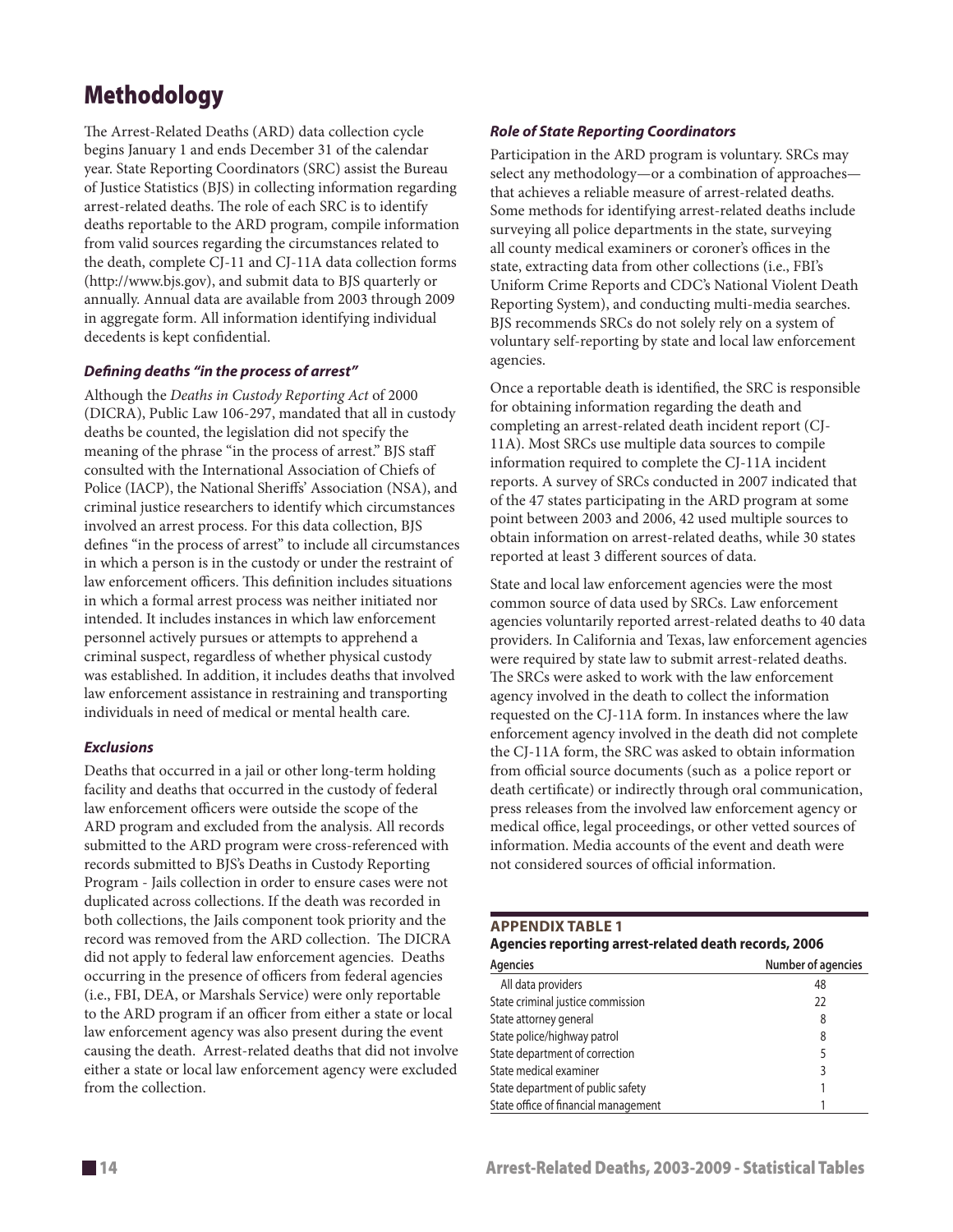# Methodology

The Arrest-Related Deaths (ARD) data collection cycle begins January 1 and ends December 31 of the calendar year. State Reporting Coordinators (SRC) assist the Bureau of Justice Statistics (BJS) in collecting information regarding arrest-related deaths. The role of each SRC is to identify deaths reportable to the ARD program, compile information from valid sources regarding the circumstances related to the death, complete CJ-11 and CJ-11A data collection forms (http://www.bjs.gov), and submit data to BJS quarterly or annually. Annual data are available from 2003 through 2009 in aggregate form. All information identifying individual decedents is kept confidential.

### *Defining deaths "in the process of arrest"*

Although the *Deaths in Custody Reporting Act* of 2000 (DICRA), Public Law 106-297, mandated that all in custody deaths be counted, the legislation did not specify the meaning of the phrase "in the process of arrest." BJS staff consulted with the International Association of Chiefs of Police (IACP), the National Sheriffs' Association (NSA), and criminal justice researchers to identify which circumstances involved an arrest process. For this data collection, BJS defines "in the process of arrest" to include all circumstances in which a person is in the custody or under the restraint of law enforcement officers. This definition includes situations in which a formal arrest process was neither initiated nor intended. It includes instances in which law enforcement personnel actively pursues or attempts to apprehend a criminal suspect, regardless of whether physical custody was established. In addition, it includes deaths that involved law enforcement assistance in restraining and transporting individuals in need of medical or mental health care.

### *Exclusions*

Deaths that occurred in a jail or other long-term holding facility and deaths that occurred in the custody of federal law enforcement officers were outside the scope of the ARD program and excluded from the analysis. All records submitted to the ARD program were cross-referenced with records submitted to BJS's Deaths in Custody Reporting Program - Jails collection in order to ensure cases were not duplicated across collections. If the death was recorded in both collections, the Jails component took priority and the record was removed from the ARD collection. The DICRA did not apply to federal law enforcement agencies. Deaths occurring in the presence of officers from federal agencies (i.e., FBI, DEA, or Marshals Service) were only reportable to the ARD program if an officer from either a state or local law enforcement agency was also present during the event causing the death. Arrest-related deaths that did not involve either a state or local law enforcement agency were excluded from the collection.

### *Role of State Reporting Coordinators*

Participation in the ARD program is voluntary. SRCs may select any methodology—or a combination of approaches—that achieves a reliable measure of arrest-related deaths. Some methods for identifying arrest-related deaths include surveying all police departments in the state, surveying all county medical examiners or coroner's offices in the state, extracting data from other collections (i.e., FBI's Uniform Crime Reports and CDC's National Violent Death Reporting System), and conducting multi-media searches. BJS recommends SRCs do not solely rely on a system of voluntary self-reporting by state and local law enforcement agencies.

Once a reportable death is identified, the SRC is responsible for obtaining information regarding the death and completing an arrest-related death incident report (CJ-11A). Most SRCs use multiple data sources to compile information required to complete the CJ-11A incident reports. A survey of SRCs conducted in 2007 indicated that of the 47 states participating in the ARD program at some point between 2003 and 2006, 42 used multiple sources to obtain information on arrest-related deaths, while 30 states reported at least 3 different sources of data.

State and local law enforcement agencies were the most common source of data used by SRCs. Law enforcement agencies voluntarily reported arrest-related deaths to 40 data providers. In California and Texas, law enforcement agencies were required by state law to submit arrest-related deaths. The SRCs were asked to work with the law enforcement agency involved in the death to collect the information requested on the CJ-11A form. In instances where the law enforcement agency involved in the death did not complete the CJ-11A form, the SRC was asked to obtain information from official source documents (such as a police report or death certificate) or indirectly through oral communication, press releases from the involved law enforcement agency or medical office, legal proceedings, or other vetted sources of information. Media accounts of the event and death were not considered sources of official information.

**APPENDIX TABLE 1**
**Agencies reporting arrest-related death records, 2006**

| Agencies | Number of agencies |
|---|---|
| All data providers | 48 |
| State criminal justice commission | 22 |
| State attorney general | 8 |
| State police/highway patrol | 8 |
| State department of correction | 5 |
| State medical examiner | 3 |
| State department of public safety | 1 |
| State office of financial management | 1 |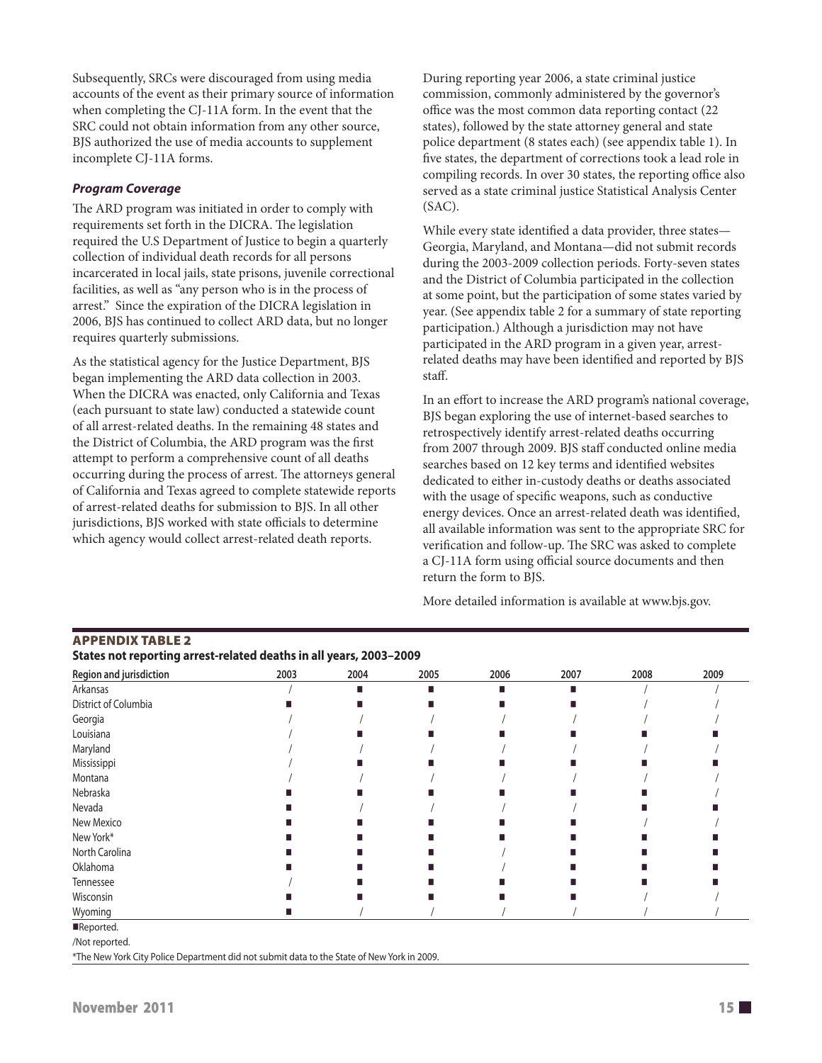Subsequently, SRCs were discouraged from using media accounts of the event as their primary source of information when completing the CJ-11A form. In the event that the SRC could not obtain information from any other source, BJS authorized the use of media accounts to supplement incomplete CJ-11A forms.

### *Program Coverage*

The ARD program was initiated in order to comply with requirements set forth in the DICRA. The legislation required the U.S Department of Justice to begin a quarterly collection of individual death records for all persons incarcerated in local jails, state prisons, juvenile correctional facilities, as well as "any person who is in the process of arrest." Since the expiration of the DICRA legislation in 2006, BJS has continued to collect ARD data, but no longer requires quarterly submissions.

As the statistical agency for the Justice Department, BJS began implementing the ARD data collection in 2003. When the DICRA was enacted, only California and Texas (each pursuant to state law) conducted a statewide count of all arrest-related deaths. In the remaining 48 states and the District of Columbia, the ARD program was the first attempt to perform a comprehensive count of all deaths occurring during the process of arrest. The attorneys general of California and Texas agreed to complete statewide reports of arrest-related deaths for submission to BJS. In all other jurisdictions, BJS worked with state officials to determine which agency would collect arrest-related death reports.

During reporting year 2006, a state criminal justice commission, commonly administered by the governor's office was the most common data reporting contact (22 states), followed by the state attorney general and state police department (8 states each) (see appendix table 1). In five states, the department of corrections took a lead role in compiling records. In over 30 states, the reporting office also served as a state criminal justice Statistical Analysis Center (SAC).

While every state identified a data provider, three states—Georgia, Maryland, and Montana—did not submit records during the 2003-2009 collection periods. Forty-seven states and the District of Columbia participated in the collection at some point, but the participation of some states varied by year. (See appendix table 2 for a summary of state reporting participation.) Although a jurisdiction may not have participated in the ARD program in a given year, arrest-related deaths may have been identified and reported by BJS staff.

In an effort to increase the ARD program's national coverage, BJS began exploring the use of internet-based searches to retrospectively identify arrest-related deaths occurring from 2007 through 2009. BJS staff conducted online media searches based on 12 key terms and identified websites dedicated to either in-custody deaths or deaths associated with the usage of specific weapons, such as conductive energy devices. Once an arrest-related death was identified, all available information was sent to the appropriate SRC for verification and follow-up. The SRC was asked to complete a CJ-11A form using official source documents and then return the form to BJS.

More detailed information is available at www.bjs.gov.

## APPENDIX TABLE 2

**States not reporting arrest-related deaths in all years, 2003–2009**

| Region and jurisdiction | 2003 | 2004 | 2005 | 2006 | 2007 | 2008 | 2009 |
|---|---|---|---|---|---|---|---|
| Arkansas | / | ■ | ■ | ■ | ■ | / | / |
| District of Columbia | ■ | ■ | ■ | ■ | ■ | / | / |
| Georgia | / | / | / | / | / | / | / |
| Louisiana | / | ■ | ■ | ■ | ■ | ■ | ■ |
| Maryland | / | / | / | / | / | / | / |
| Mississippi | / | ■ | ■ | ■ | ■ | ■ | ■ |
| Montana | / | / | / | / | / | / | / |
| Nebraska | ■ | ■ | ■ | ■ | ■ | ■ | / |
| Nevada | ■ | / | / | / | / | ■ | ■ |
| New Mexico | ■ | ■ | ■ | ■ | ■ | / | / |
| New York* | ■ | ■ | ■ | ■ | ■ | ■ | ■ |
| North Carolina | ■ | ■ | ■ | / | ■ | ■ | ■ |
| Oklahoma | ■ | ■ | ■ | / | ■ | ■ | ■ |
| Tennessee | / | ■ | ■ | ■ | ■ | ■ | ■ |
| Wisconsin | ■ | ■ | ■ | ■ | ■ | / | / |
| Wyoming | ■ | / | / | / | / | / | / |

■Reported.

/Not reported.

*The New York City Police Department did not submit data to the State of New York in 2009.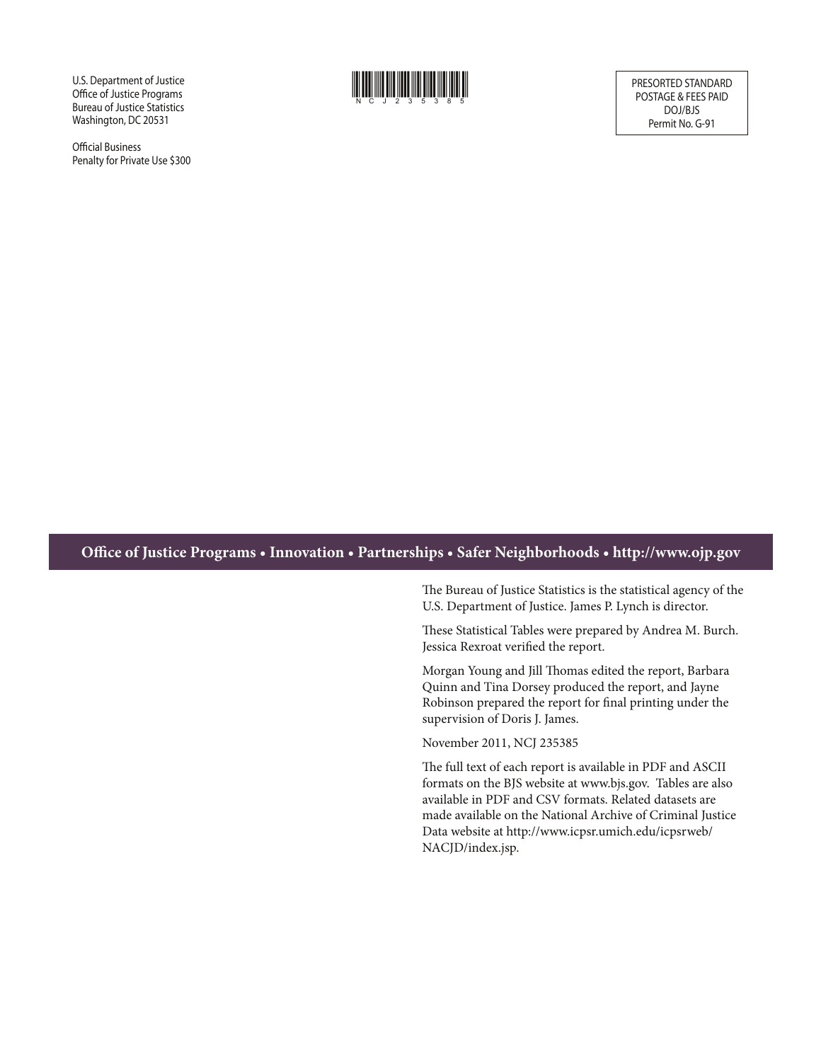U.S. Department of Justice
Office of Justice Programs
Bureau of Justice Statistics
Washington, DC 20531

Official Business
Penalty for Private Use $300

NCJ235385

PRESORTED STANDARD
POSTAGE & FEES PAID
DOJ/BJS
Permit No. G-91

**Office of Justice Programs • Innovation • Partnerships • Safer Neighborhoods • http://www.ojp.gov**

The Bureau of Justice Statistics is the statistical agency of the U.S. Department of Justice. James P. Lynch is director.

These Statistical Tables were prepared by Andrea M. Burch. Jessica Rexroat verified the report.

Morgan Young and Jill Thomas edited the report, Barbara Quinn and Tina Dorsey produced the report, and Jayne Robinson prepared the report for final printing under the supervision of Doris J. James.

November 2011, NCJ 235385

The full text of each report is available in PDF and ASCII formats on the BJS website at www.bjs.gov. Tables are also available in PDF and CSV formats. Related datasets are made available on the National Archive of Criminal Justice Data website at http://www.icpsr.umich.edu/icpsrweb/NACJD/index.jsp.